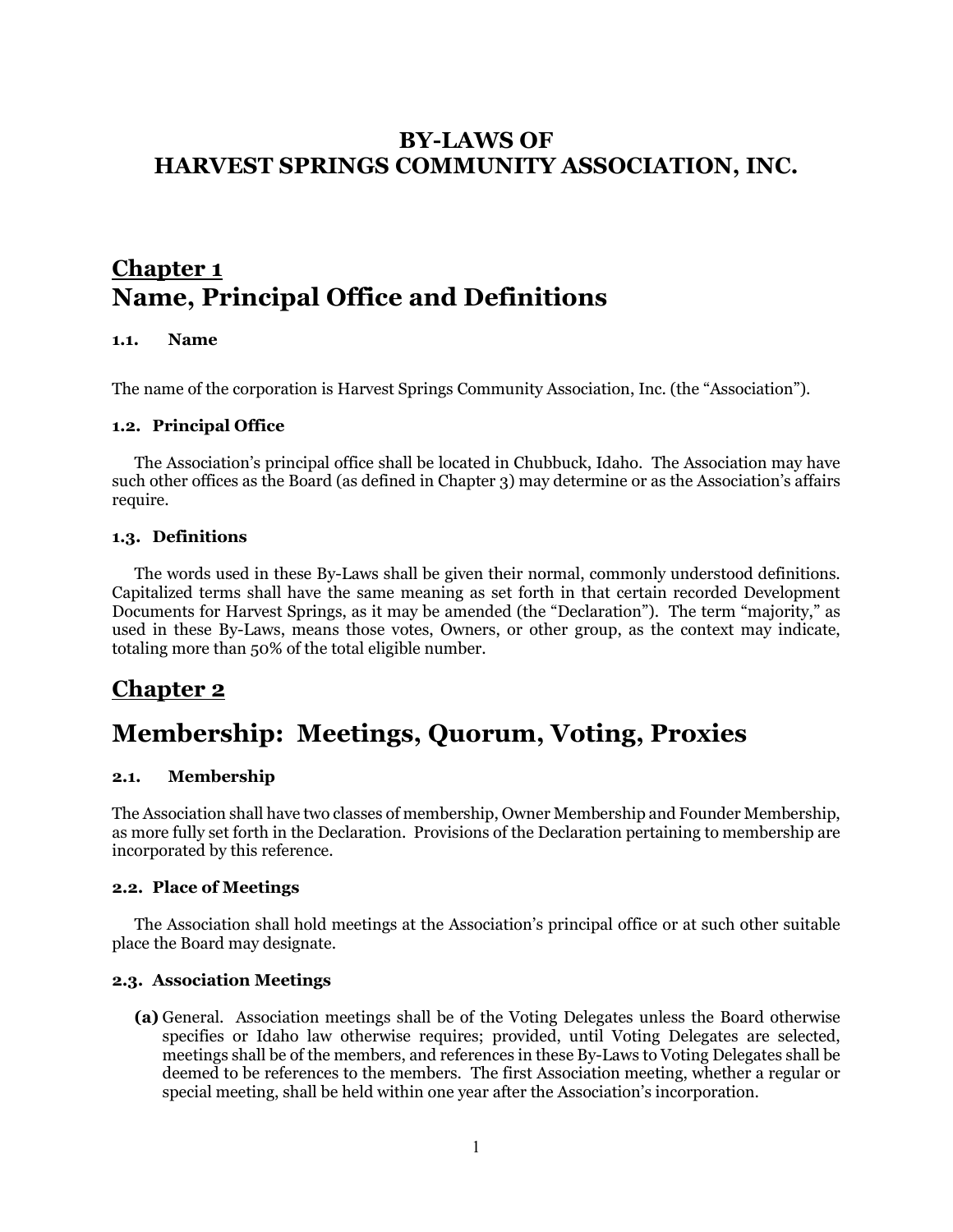# BY-LAWS OF
# HARVEST SPRINGS COMMUNITY ASSOCIATION, INC.

## Chapter 1
## Name, Principal Office and Definitions

### 1.1. Name

The name of the corporation is Harvest Springs Community Association, Inc. (the "Association").

### 1.2. Principal Office

The Association's principal office shall be located in Chubbuck, Idaho. The Association may have such other offices as the Board (as defined in Chapter 3) may determine or as the Association's affairs require.

### 1.3. Definitions

The words used in these By-Laws shall be given their normal, commonly understood definitions. Capitalized terms shall have the same meaning as set forth in that certain recorded Development Documents for Harvest Springs, as it may be amended (the "Declaration"). The term "majority," as used in these By-Laws, means those votes, Owners, or other group, as the context may indicate, totaling more than 50% of the total eligible number.

## Chapter 2

## Membership: Meetings, Quorum, Voting, Proxies

### 2.1. Membership

The Association shall have two classes of membership, Owner Membership and Founder Membership, as more fully set forth in the Declaration. Provisions of the Declaration pertaining to membership are incorporated by this reference.

### 2.2. Place of Meetings

The Association shall hold meetings at the Association's principal office or at such other suitable place the Board may designate.

### 2.3. Association Meetings

**(a)** General. Association meetings shall be of the Voting Delegates unless the Board otherwise specifies or Idaho law otherwise requires; provided, until Voting Delegates are selected, meetings shall be of the members, and references in these By-Laws to Voting Delegates shall be deemed to be references to the members. The first Association meeting, whether a regular or special meeting, shall be held within one year after the Association's incorporation.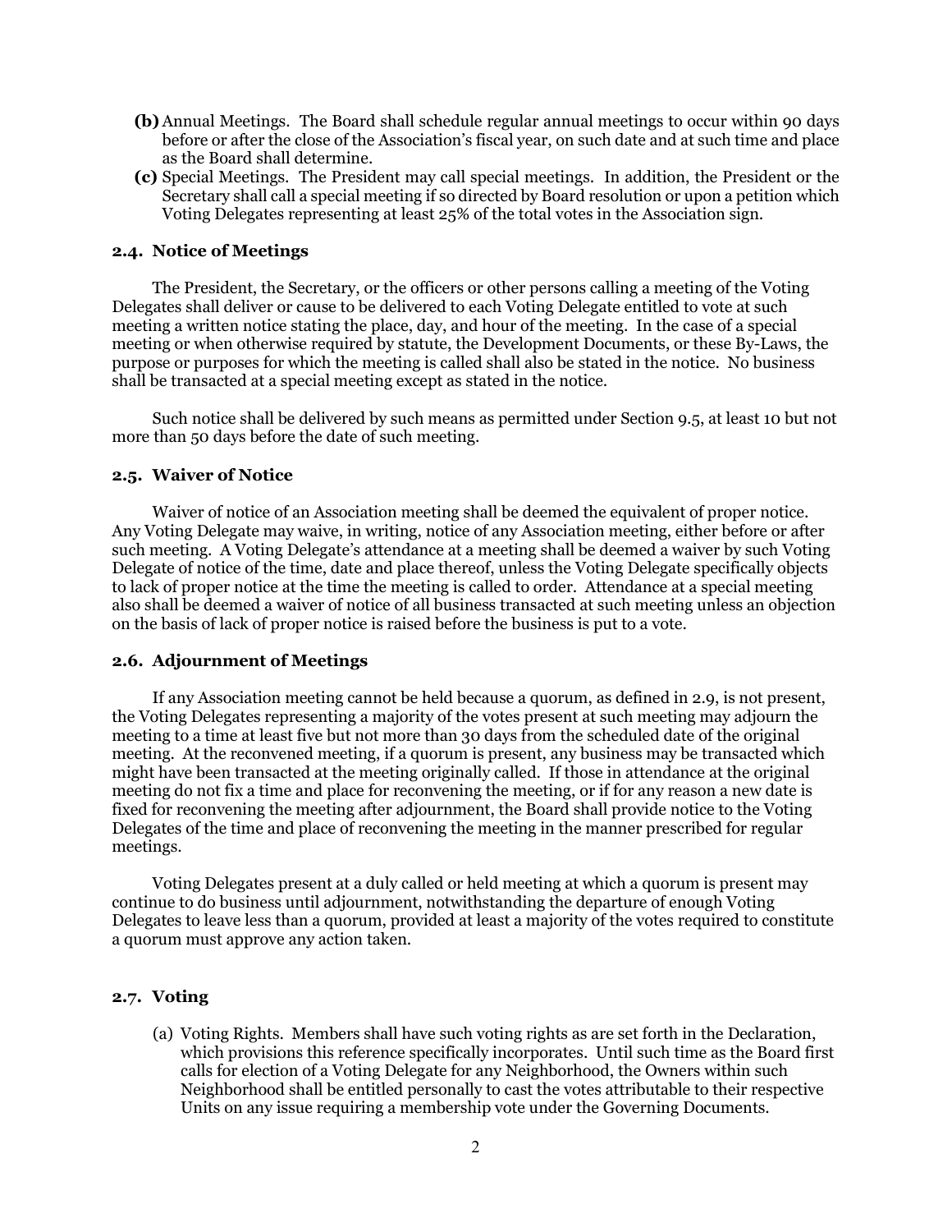**(b)** Annual Meetings. The Board shall schedule regular annual meetings to occur within 90 days before or after the close of the Association's fiscal year, on such date and at such time and place as the Board shall determine.

**(c)** Special Meetings. The President may call special meetings. In addition, the President or the Secretary shall call a special meeting if so directed by Board resolution or upon a petition which Voting Delegates representing at least 25% of the total votes in the Association sign.

### 2.4. Notice of Meetings

The President, the Secretary, or the officers or other persons calling a meeting of the Voting Delegates shall deliver or cause to be delivered to each Voting Delegate entitled to vote at such meeting a written notice stating the place, day, and hour of the meeting. In the case of a special meeting or when otherwise required by statute, the Development Documents, or these By-Laws, the purpose or purposes for which the meeting is called shall also be stated in the notice. No business shall be transacted at a special meeting except as stated in the notice.

Such notice shall be delivered by such means as permitted under Section 9.5, at least 10 but not more than 50 days before the date of such meeting.

### 2.5. Waiver of Notice

Waiver of notice of an Association meeting shall be deemed the equivalent of proper notice. Any Voting Delegate may waive, in writing, notice of any Association meeting, either before or after such meeting. A Voting Delegate's attendance at a meeting shall be deemed a waiver by such Voting Delegate of notice of the time, date and place thereof, unless the Voting Delegate specifically objects to lack of proper notice at the time the meeting is called to order. Attendance at a special meeting also shall be deemed a waiver of notice of all business transacted at such meeting unless an objection on the basis of lack of proper notice is raised before the business is put to a vote.

### 2.6. Adjournment of Meetings

If any Association meeting cannot be held because a quorum, as defined in 2.9, is not present, the Voting Delegates representing a majority of the votes present at such meeting may adjourn the meeting to a time at least five but not more than 30 days from the scheduled date of the original meeting. At the reconvened meeting, if a quorum is present, any business may be transacted which might have been transacted at the meeting originally called. If those in attendance at the original meeting do not fix a time and place for reconvening the meeting, or if for any reason a new date is fixed for reconvening the meeting after adjournment, the Board shall provide notice to the Voting Delegates of the time and place of reconvening the meeting in the manner prescribed for regular meetings.

Voting Delegates present at a duly called or held meeting at which a quorum is present may continue to do business until adjournment, notwithstanding the departure of enough Voting Delegates to leave less than a quorum, provided at least a majority of the votes required to constitute a quorum must approve any action taken.

### 2.7. Voting

(a) Voting Rights. Members shall have such voting rights as are set forth in the Declaration, which provisions this reference specifically incorporates. Until such time as the Board first calls for election of a Voting Delegate for any Neighborhood, the Owners within such Neighborhood shall be entitled personally to cast the votes attributable to their respective Units on any issue requiring a membership vote under the Governing Documents.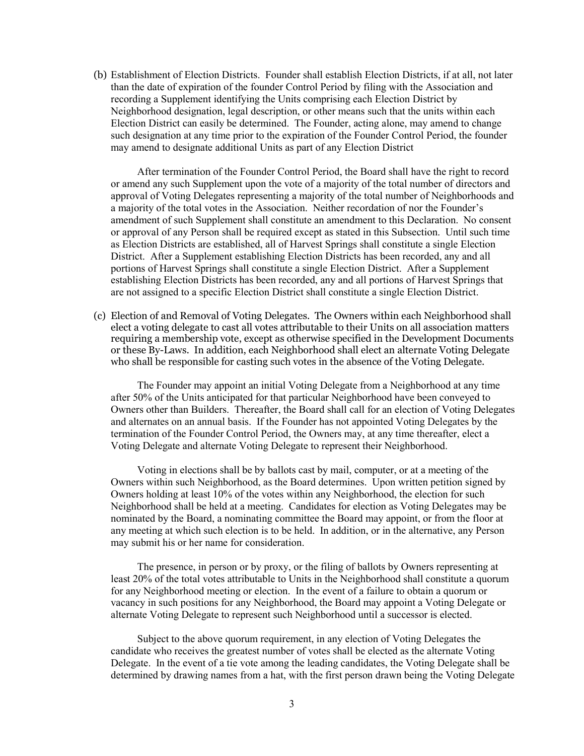(b) Establishment of Election Districts. Founder shall establish Election Districts, if at all, not later than the date of expiration of the founder Control Period by filing with the Association and recording a Supplement identifying the Units comprising each Election District by Neighborhood designation, legal description, or other means such that the units within each Election District can easily be determined. The Founder, acting alone, may amend to change such designation at any time prior to the expiration of the Founder Control Period, the founder may amend to designate additional Units as part of any Election District

After termination of the Founder Control Period, the Board shall have the right to record or amend any such Supplement upon the vote of a majority of the total number of directors and approval of Voting Delegates representing a majority of the total number of Neighborhoods and a majority of the total votes in the Association. Neither recordation of nor the Founder's amendment of such Supplement shall constitute an amendment to this Declaration. No consent or approval of any Person shall be required except as stated in this Subsection. Until such time as Election Districts are established, all of Harvest Springs shall constitute a single Election District. After a Supplement establishing Election Districts has been recorded, any and all portions of Harvest Springs shall constitute a single Election District. After a Supplement establishing Election Districts has been recorded, any and all portions of Harvest Springs that are not assigned to a specific Election District shall constitute a single Election District.

(c) Election of and Removal of Voting Delegates. The Owners within each Neighborhood shall elect a voting delegate to cast all votes attributable to their Units on all association matters requiring a membership vote, except as otherwise specified in the Development Documents or these By-Laws. In addition, each Neighborhood shall elect an alternate Voting Delegate who shall be responsible for casting such votes in the absence of the Voting Delegate.

The Founder may appoint an initial Voting Delegate from a Neighborhood at any time after 50% of the Units anticipated for that particular Neighborhood have been conveyed to Owners other than Builders. Thereafter, the Board shall call for an election of Voting Delegates and alternates on an annual basis. If the Founder has not appointed Voting Delegates by the termination of the Founder Control Period, the Owners may, at any time thereafter, elect a Voting Delegate and alternate Voting Delegate to represent their Neighborhood.

Voting in elections shall be by ballots cast by mail, computer, or at a meeting of the Owners within such Neighborhood, as the Board determines. Upon written petition signed by Owners holding at least 10% of the votes within any Neighborhood, the election for such Neighborhood shall be held at a meeting. Candidates for election as Voting Delegates may be nominated by the Board, a nominating committee the Board may appoint, or from the floor at any meeting at which such election is to be held. In addition, or in the alternative, any Person may submit his or her name for consideration.

The presence, in person or by proxy, or the filing of ballots by Owners representing at least 20% of the total votes attributable to Units in the Neighborhood shall constitute a quorum for any Neighborhood meeting or election. In the event of a failure to obtain a quorum or vacancy in such positions for any Neighborhood, the Board may appoint a Voting Delegate or alternate Voting Delegate to represent such Neighborhood until a successor is elected.

Subject to the above quorum requirement, in any election of Voting Delegates the candidate who receives the greatest number of votes shall be elected as the alternate Voting Delegate. In the event of a tie vote among the leading candidates, the Voting Delegate shall be determined by drawing names from a hat, with the first person drawn being the Voting Delegate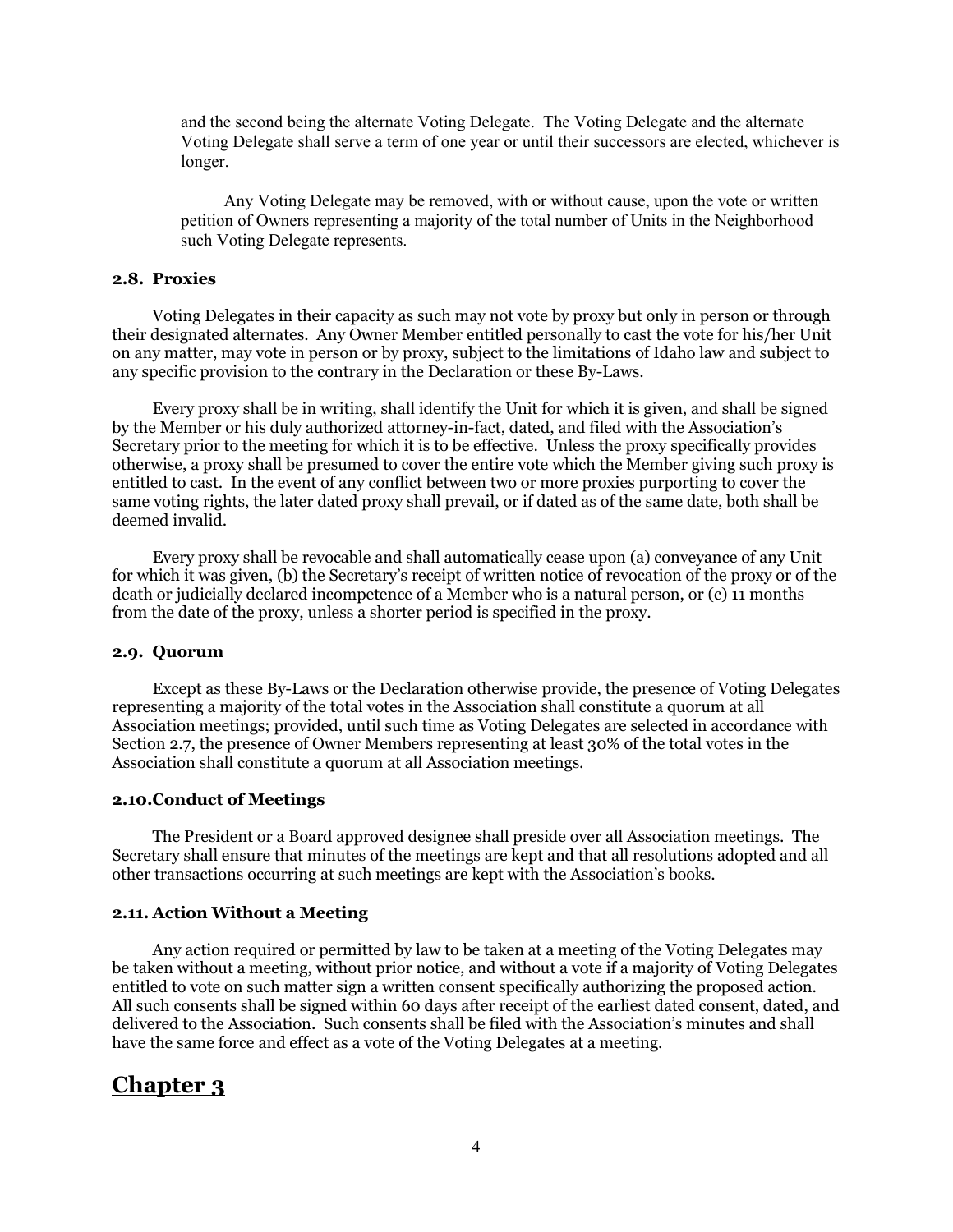and the second being the alternate Voting Delegate. The Voting Delegate and the alternate Voting Delegate shall serve a term of one year or until their successors are elected, whichever is longer.

Any Voting Delegate may be removed, with or without cause, upon the vote or written petition of Owners representing a majority of the total number of Units in the Neighborhood such Voting Delegate represents.

### 2.8. Proxies

Voting Delegates in their capacity as such may not vote by proxy but only in person or through their designated alternates. Any Owner Member entitled personally to cast the vote for his/her Unit on any matter, may vote in person or by proxy, subject to the limitations of Idaho law and subject to any specific provision to the contrary in the Declaration or these By-Laws.

Every proxy shall be in writing, shall identify the Unit for which it is given, and shall be signed by the Member or his duly authorized attorney-in-fact, dated, and filed with the Association's Secretary prior to the meeting for which it is to be effective. Unless the proxy specifically provides otherwise, a proxy shall be presumed to cover the entire vote which the Member giving such proxy is entitled to cast. In the event of any conflict between two or more proxies purporting to cover the same voting rights, the later dated proxy shall prevail, or if dated as of the same date, both shall be deemed invalid.

Every proxy shall be revocable and shall automatically cease upon (a) conveyance of any Unit for which it was given, (b) the Secretary's receipt of written notice of revocation of the proxy or of the death or judicially declared incompetence of a Member who is a natural person, or (c) 11 months from the date of the proxy, unless a shorter period is specified in the proxy.

### 2.9. Quorum

Except as these By-Laws or the Declaration otherwise provide, the presence of Voting Delegates representing a majority of the total votes in the Association shall constitute a quorum at all Association meetings; provided, until such time as Voting Delegates are selected in accordance with Section 2.7, the presence of Owner Members representing at least 30% of the total votes in the Association shall constitute a quorum at all Association meetings.

### 2.10. Conduct of Meetings

The President or a Board approved designee shall preside over all Association meetings. The Secretary shall ensure that minutes of the meetings are kept and that all resolutions adopted and all other transactions occurring at such meetings are kept with the Association's books.

### 2.11. Action Without a Meeting

Any action required or permitted by law to be taken at a meeting of the Voting Delegates may be taken without a meeting, without prior notice, and without a vote if a majority of Voting Delegates entitled to vote on such matter sign a written consent specifically authorizing the proposed action. All such consents shall be signed within 60 days after receipt of the earliest dated consent, dated, and delivered to the Association. Such consents shall be filed with the Association's minutes and shall have the same force and effect as a vote of the Voting Delegates at a meeting.

## Chapter 3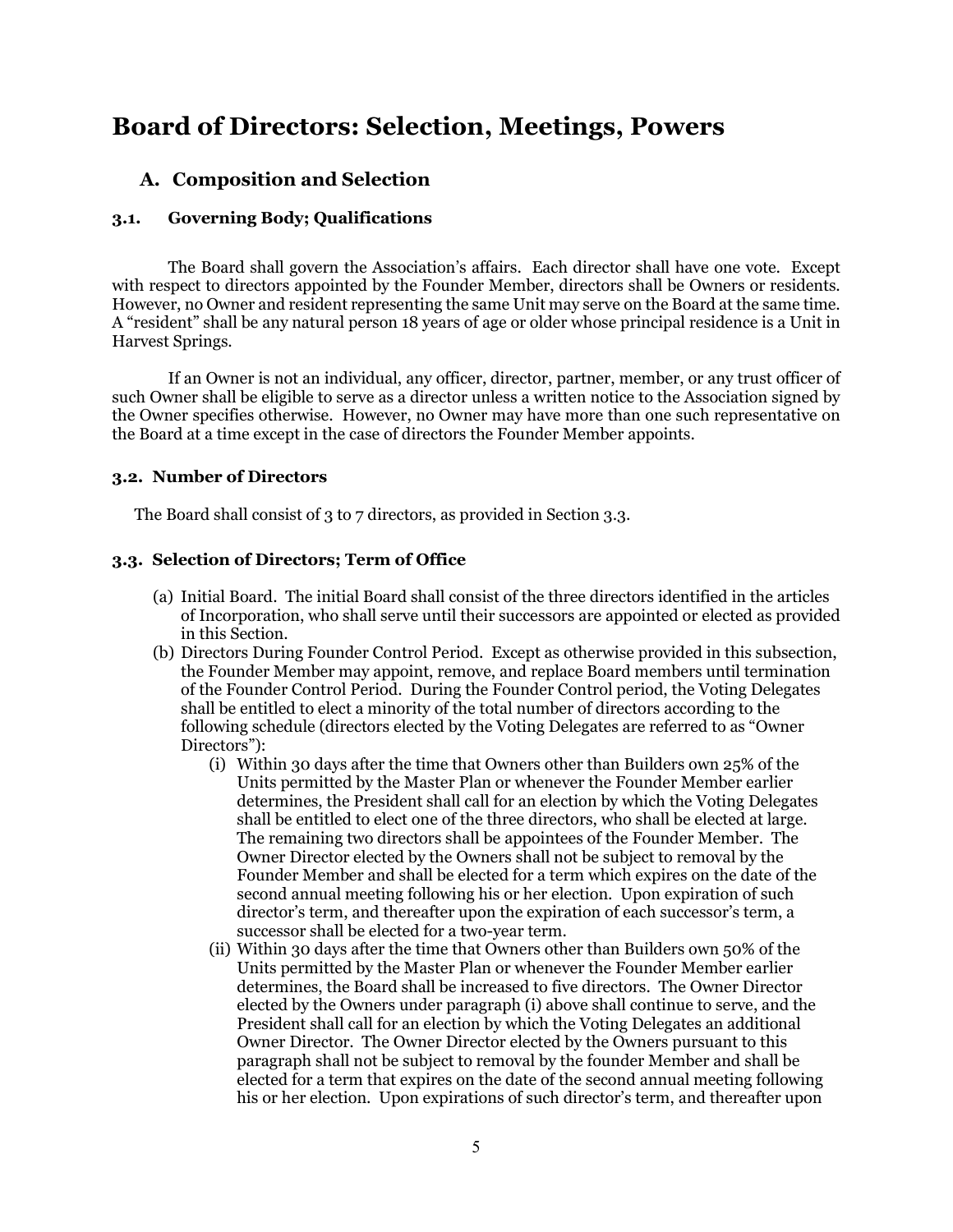# Board of Directors: Selection, Meetings, Powers

## A. Composition and Selection

### 3.1. Governing Body; Qualifications

The Board shall govern the Association's affairs. Each director shall have one vote. Except with respect to directors appointed by the Founder Member, directors shall be Owners or residents. However, no Owner and resident representing the same Unit may serve on the Board at the same time. A "resident" shall be any natural person 18 years of age or older whose principal residence is a Unit in Harvest Springs.

If an Owner is not an individual, any officer, director, partner, member, or any trust officer of such Owner shall be eligible to serve as a director unless a written notice to the Association signed by the Owner specifies otherwise. However, no Owner may have more than one such representative on the Board at a time except in the case of directors the Founder Member appoints.

### 3.2. Number of Directors

The Board shall consist of 3 to 7 directors, as provided in Section 3.3.

### 3.3. Selection of Directors; Term of Office

(a) Initial Board. The initial Board shall consist of the three directors identified in the articles of Incorporation, who shall serve until their successors are appointed or elected as provided in this Section.

(b) Directors During Founder Control Period. Except as otherwise provided in this subsection, the Founder Member may appoint, remove, and replace Board members until termination of the Founder Control Period. During the Founder Control period, the Voting Delegates shall be entitled to elect a minority of the total number of directors according to the following schedule (directors elected by the Voting Delegates are referred to as "Owner Directors"):

   (i) Within 30 days after the time that Owners other than Builders own 25% of the Units permitted by the Master Plan or whenever the Founder Member earlier determines, the President shall call for an election by which the Voting Delegates shall be entitled to elect one of the three directors, who shall be elected at large. The remaining two directors shall be appointees of the Founder Member. The Owner Director elected by the Owners shall not be subject to removal by the Founder Member and shall be elected for a term which expires on the date of the second annual meeting following his or her election. Upon expiration of such director's term, and thereafter upon the expiration of each successor's term, a successor shall be elected for a two-year term.

   (ii) Within 30 days after the time that Owners other than Builders own 50% of the Units permitted by the Master Plan or whenever the Founder Member earlier determines, the Board shall be increased to five directors. The Owner Director elected by the Owners under paragraph (i) above shall continue to serve, and the President shall call for an election by which the Voting Delegates an additional Owner Director. The Owner Director elected by the Owners pursuant to this paragraph shall not be subject to removal by the founder Member and shall be elected for a term that expires on the date of the second annual meeting following his or her election. Upon expirations of such director's term, and thereafter upon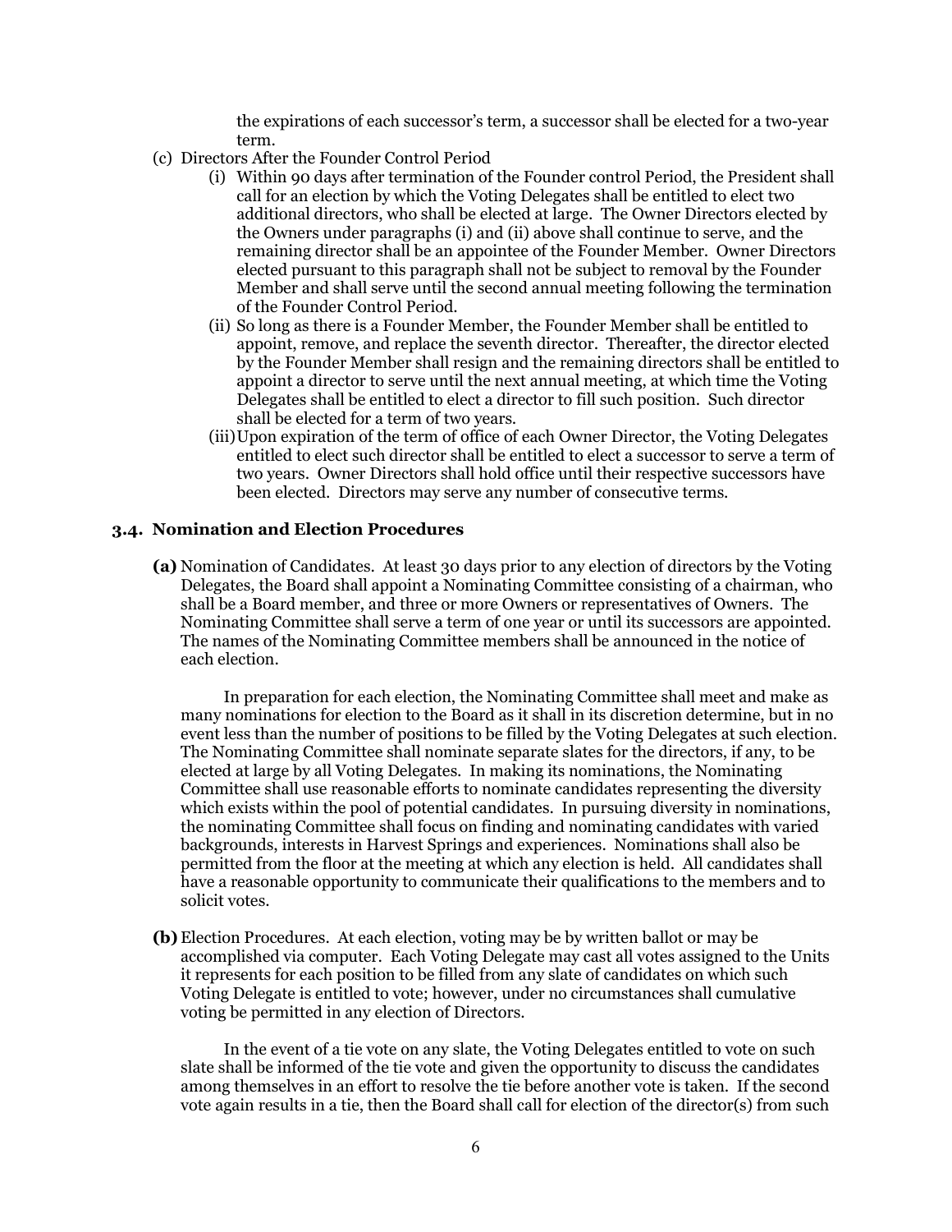the expirations of each successor's term, a successor shall be elected for a two-year term.

(c) Directors After the Founder Control Period

(i) Within 90 days after termination of the Founder control Period, the President shall call for an election by which the Voting Delegates shall be entitled to elect two additional directors, who shall be elected at large. The Owner Directors elected by the Owners under paragraphs (i) and (ii) above shall continue to serve, and the remaining director shall be an appointee of the Founder Member. Owner Directors elected pursuant to this paragraph shall not be subject to removal by the Founder Member and shall serve until the second annual meeting following the termination of the Founder Control Period.

(ii) So long as there is a Founder Member, the Founder Member shall be entitled to appoint, remove, and replace the seventh director. Thereafter, the director elected by the Founder Member shall resign and the remaining directors shall be entitled to appoint a director to serve until the next annual meeting, at which time the Voting Delegates shall be entitled to elect a director to fill such position. Such director shall be elected for a term of two years.

(iii) Upon expiration of the term of office of each Owner Director, the Voting Delegates entitled to elect such director shall be entitled to elect a successor to serve a term of two years. Owner Directors shall hold office until their respective successors have been elected. Directors may serve any number of consecutive terms.

### 3.4. Nomination and Election Procedures

**(a)** Nomination of Candidates. At least 30 days prior to any election of directors by the Voting Delegates, the Board shall appoint a Nominating Committee consisting of a chairman, who shall be a Board member, and three or more Owners or representatives of Owners. The Nominating Committee shall serve a term of one year or until its successors are appointed. The names of the Nominating Committee members shall be announced in the notice of each election.

In preparation for each election, the Nominating Committee shall meet and make as many nominations for election to the Board as it shall in its discretion determine, but in no event less than the number of positions to be filled by the Voting Delegates at such election. The Nominating Committee shall nominate separate slates for the directors, if any, to be elected at large by all Voting Delegates. In making its nominations, the Nominating Committee shall use reasonable efforts to nominate candidates representing the diversity which exists within the pool of potential candidates. In pursuing diversity in nominations, the nominating Committee shall focus on finding and nominating candidates with varied backgrounds, interests in Harvest Springs and experiences. Nominations shall also be permitted from the floor at the meeting at which any election is held. All candidates shall have a reasonable opportunity to communicate their qualifications to the members and to solicit votes.

**(b)** Election Procedures. At each election, voting may be by written ballot or may be accomplished via computer. Each Voting Delegate may cast all votes assigned to the Units it represents for each position to be filled from any slate of candidates on which such Voting Delegate is entitled to vote; however, under no circumstances shall cumulative voting be permitted in any election of Directors.

In the event of a tie vote on any slate, the Voting Delegates entitled to vote on such slate shall be informed of the tie vote and given the opportunity to discuss the candidates among themselves in an effort to resolve the tie before another vote is taken. If the second vote again results in a tie, then the Board shall call for election of the director(s) from such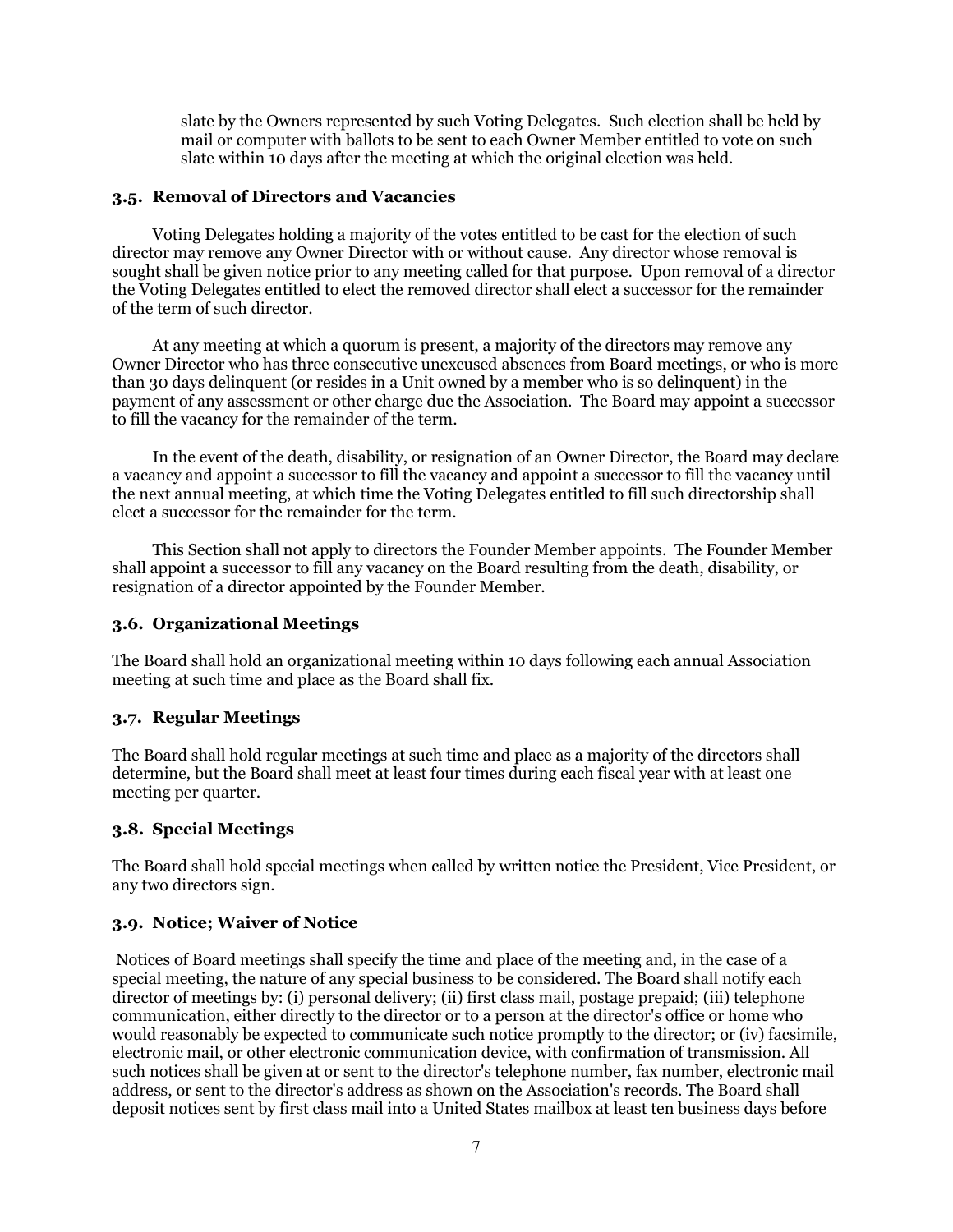slate by the Owners represented by such Voting Delegates. Such election shall be held by mail or computer with ballots to be sent to each Owner Member entitled to vote on such slate within 10 days after the meeting at which the original election was held.

### 3.5. Removal of Directors and Vacancies

Voting Delegates holding a majority of the votes entitled to be cast for the election of such director may remove any Owner Director with or without cause. Any director whose removal is sought shall be given notice prior to any meeting called for that purpose. Upon removal of a director the Voting Delegates entitled to elect the removed director shall elect a successor for the remainder of the term of such director.

At any meeting at which a quorum is present, a majority of the directors may remove any Owner Director who has three consecutive unexcused absences from Board meetings, or who is more than 30 days delinquent (or resides in a Unit owned by a member who is so delinquent) in the payment of any assessment or other charge due the Association. The Board may appoint a successor to fill the vacancy for the remainder of the term.

In the event of the death, disability, or resignation of an Owner Director, the Board may declare a vacancy and appoint a successor to fill the vacancy and appoint a successor to fill the vacancy until the next annual meeting, at which time the Voting Delegates entitled to fill such directorship shall elect a successor for the remainder for the term.

This Section shall not apply to directors the Founder Member appoints. The Founder Member shall appoint a successor to fill any vacancy on the Board resulting from the death, disability, or resignation of a director appointed by the Founder Member.

### 3.6. Organizational Meetings

The Board shall hold an organizational meeting within 10 days following each annual Association meeting at such time and place as the Board shall fix.

### 3.7. Regular Meetings

The Board shall hold regular meetings at such time and place as a majority of the directors shall determine, but the Board shall meet at least four times during each fiscal year with at least one meeting per quarter.

### 3.8. Special Meetings

The Board shall hold special meetings when called by written notice the President, Vice President, or any two directors sign.

### 3.9. Notice; Waiver of Notice

Notices of Board meetings shall specify the time and place of the meeting and, in the case of a special meeting, the nature of any special business to be considered. The Board shall notify each director of meetings by: (i) personal delivery; (ii) first class mail, postage prepaid; (iii) telephone communication, either directly to the director or to a person at the director's office or home who would reasonably be expected to communicate such notice promptly to the director; or (iv) facsimile, electronic mail, or other electronic communication device, with confirmation of transmission. All such notices shall be given at or sent to the director's telephone number, fax number, electronic mail address, or sent to the director's address as shown on the Association's records. The Board shall deposit notices sent by first class mail into a United States mailbox at least ten business days before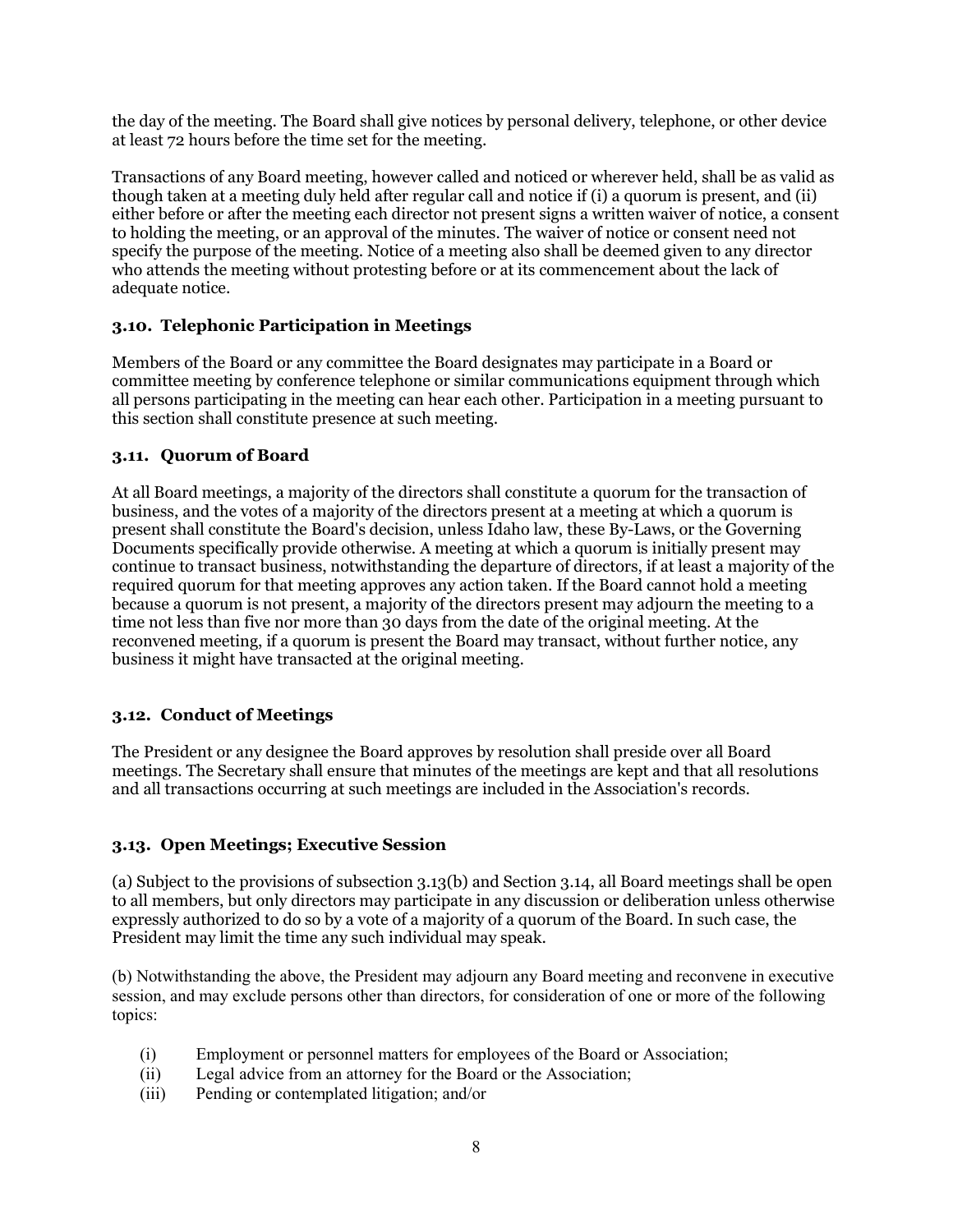the day of the meeting. The Board shall give notices by personal delivery, telephone, or other device at least 72 hours before the time set for the meeting.

Transactions of any Board meeting, however called and noticed or wherever held, shall be as valid as though taken at a meeting duly held after regular call and notice if (i) a quorum is present, and (ii) either before or after the meeting each director not present signs a written waiver of notice, a consent to holding the meeting, or an approval of the minutes. The waiver of notice or consent need not specify the purpose of the meeting. Notice of a meeting also shall be deemed given to any director who attends the meeting without protesting before or at its commencement about the lack of adequate notice.

### 3.10. Telephonic Participation in Meetings

Members of the Board or any committee the Board designates may participate in a Board or committee meeting by conference telephone or similar communications equipment through which all persons participating in the meeting can hear each other. Participation in a meeting pursuant to this section shall constitute presence at such meeting.

### 3.11. Quorum of Board

At all Board meetings, a majority of the directors shall constitute a quorum for the transaction of business, and the votes of a majority of the directors present at a meeting at which a quorum is present shall constitute the Board's decision, unless Idaho law, these By-Laws, or the Governing Documents specifically provide otherwise. A meeting at which a quorum is initially present may continue to transact business, notwithstanding the departure of directors, if at least a majority of the required quorum for that meeting approves any action taken. If the Board cannot hold a meeting because a quorum is not present, a majority of the directors present may adjourn the meeting to a time not less than five nor more than 30 days from the date of the original meeting. At the reconvened meeting, if a quorum is present the Board may transact, without further notice, any business it might have transacted at the original meeting.

### 3.12. Conduct of Meetings

The President or any designee the Board approves by resolution shall preside over all Board meetings. The Secretary shall ensure that minutes of the meetings are kept and that all resolutions and all transactions occurring at such meetings are included in the Association's records.

### 3.13. Open Meetings; Executive Session

(a) Subject to the provisions of subsection 3.13(b) and Section 3.14, all Board meetings shall be open to all members, but only directors may participate in any discussion or deliberation unless otherwise expressly authorized to do so by a vote of a majority of a quorum of the Board. In such case, the President may limit the time any such individual may speak.

(b) Notwithstanding the above, the President may adjourn any Board meeting and reconvene in executive session, and may exclude persons other than directors, for consideration of one or more of the following topics:

- (i) Employment or personnel matters for employees of the Board or Association;
- (ii) Legal advice from an attorney for the Board or the Association;
- (iii) Pending or contemplated litigation; and/or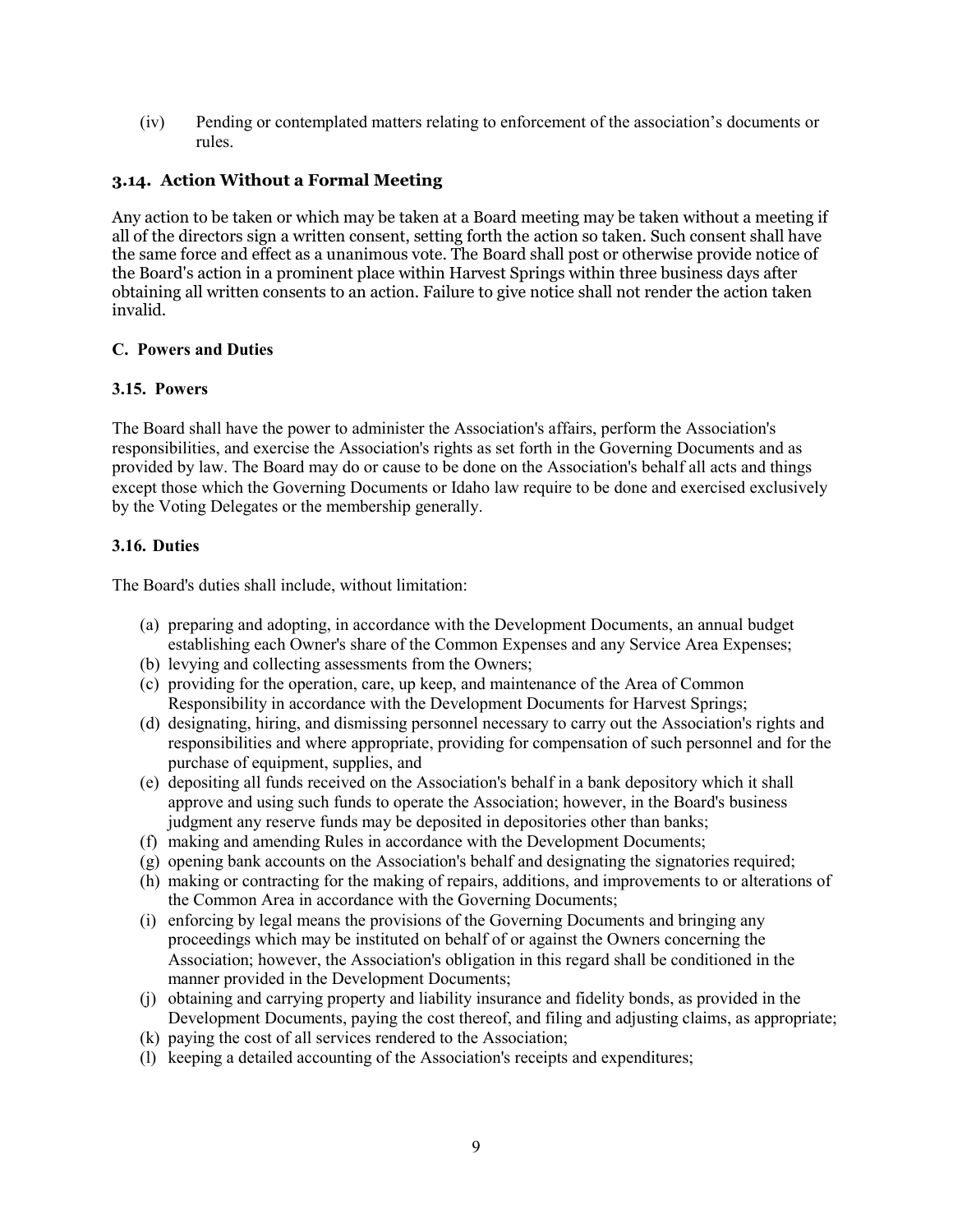(iv) Pending or contemplated matters relating to enforcement of the association's documents or rules.

### 3.14. Action Without a Formal Meeting

Any action to be taken or which may be taken at a Board meeting may be taken without a meeting if all of the directors sign a written consent, setting forth the action so taken. Such consent shall have the same force and effect as a unanimous vote. The Board shall post or otherwise provide notice of the Board's action in a prominent place within Harvest Springs within three business days after obtaining all written consents to an action. Failure to give notice shall not render the action taken invalid.

### C. Powers and Duties

### 3.15. Powers

The Board shall have the power to administer the Association's affairs, perform the Association's responsibilities, and exercise the Association's rights as set forth in the Governing Documents and as provided by law. The Board may do or cause to be done on the Association's behalf all acts and things except those which the Governing Documents or Idaho law require to be done and exercised exclusively by the Voting Delegates or the membership generally.

### 3.16. Duties

The Board's duties shall include, without limitation:

(a) preparing and adopting, in accordance with the Development Documents, an annual budget establishing each Owner's share of the Common Expenses and any Service Area Expenses;
(b) levying and collecting assessments from the Owners;
(c) providing for the operation, care, up keep, and maintenance of the Area of Common Responsibility in accordance with the Development Documents for Harvest Springs;
(d) designating, hiring, and dismissing personnel necessary to carry out the Association's rights and responsibilities and where appropriate, providing for compensation of such personnel and for the purchase of equipment, supplies, and
(e) depositing all funds received on the Association's behalf in a bank depository which it shall approve and using such funds to operate the Association; however, in the Board's business judgment any reserve funds may be deposited in depositories other than banks;
(f) making and amending Rules in accordance with the Development Documents;
(g) opening bank accounts on the Association's behalf and designating the signatories required;
(h) making or contracting for the making of repairs, additions, and improvements to or alterations of the Common Area in accordance with the Governing Documents;
(i) enforcing by legal means the provisions of the Governing Documents and bringing any proceedings which may be instituted on behalf of or against the Owners concerning the Association; however, the Association's obligation in this regard shall be conditioned in the manner provided in the Development Documents;
(j) obtaining and carrying property and liability insurance and fidelity bonds, as provided in the Development Documents, paying the cost thereof, and filing and adjusting claims, as appropriate;
(k) paying the cost of all services rendered to the Association;
(l) keeping a detailed accounting of the Association's receipts and expenditures;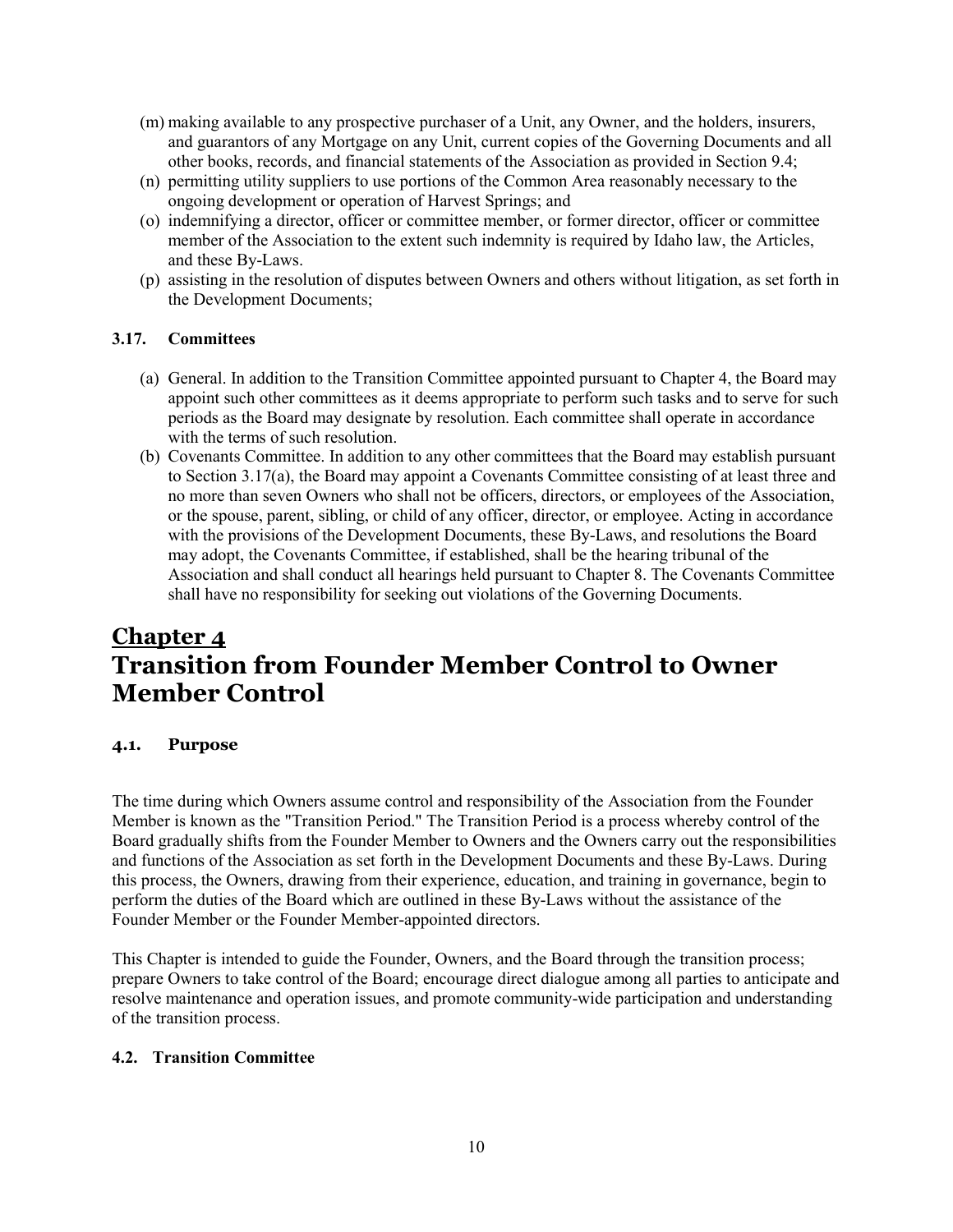(m) making available to any prospective purchaser of a Unit, any Owner, and the holders, insurers, and guarantors of any Mortgage on any Unit, current copies of the Governing Documents and all other books, records, and financial statements of the Association as provided in Section 9.4;

(n) permitting utility suppliers to use portions of the Common Area reasonably necessary to the ongoing development or operation of Harvest Springs; and

(o) indemnifying a director, officer or committee member, or former director, officer or committee member of the Association to the extent such indemnity is required by Idaho law, the Articles, and these By-Laws.

(p) assisting in the resolution of disputes between Owners and others without litigation, as set forth in the Development Documents;

### 3.17. Committees

(a) General. In addition to the Transition Committee appointed pursuant to Chapter 4, the Board may appoint such other committees as it deems appropriate to perform such tasks and to serve for such periods as the Board may designate by resolution. Each committee shall operate in accordance with the terms of such resolution.

(b) Covenants Committee. In addition to any other committees that the Board may establish pursuant to Section 3.17(a), the Board may appoint a Covenants Committee consisting of at least three and no more than seven Owners who shall not be officers, directors, or employees of the Association, or the spouse, parent, sibling, or child of any officer, director, or employee. Acting in accordance with the provisions of the Development Documents, these By-Laws, and resolutions the Board may adopt, the Covenants Committee, if established, shall be the hearing tribunal of the Association and shall conduct all hearings held pursuant to Chapter 8. The Covenants Committee shall have no responsibility for seeking out violations of the Governing Documents.

# Chapter 4
# Transition from Founder Member Control to Owner Member Control

### 4.1. Purpose

The time during which Owners assume control and responsibility of the Association from the Founder Member is known as the "Transition Period." The Transition Period is a process whereby control of the Board gradually shifts from the Founder Member to Owners and the Owners carry out the responsibilities and functions of the Association as set forth in the Development Documents and these By-Laws. During this process, the Owners, drawing from their experience, education, and training in governance, begin to perform the duties of the Board which are outlined in these By-Laws without the assistance of the Founder Member or the Founder Member-appointed directors.

This Chapter is intended to guide the Founder, Owners, and the Board through the transition process; prepare Owners to take control of the Board; encourage direct dialogue among all parties to anticipate and resolve maintenance and operation issues, and promote community-wide participation and understanding of the transition process.

### 4.2. Transition Committee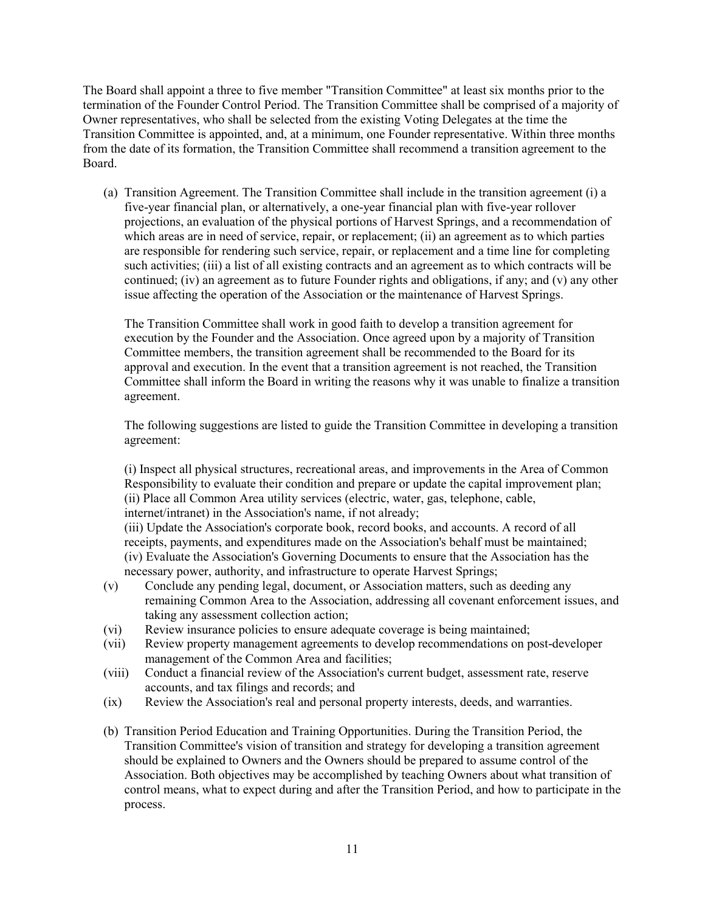The Board shall appoint a three to five member "Transition Committee" at least six months prior to the termination of the Founder Control Period. The Transition Committee shall be comprised of a majority of Owner representatives, who shall be selected from the existing Voting Delegates at the time the Transition Committee is appointed, and, at a minimum, one Founder representative. Within three months from the date of its formation, the Transition Committee shall recommend a transition agreement to the Board.

(a) Transition Agreement. The Transition Committee shall include in the transition agreement (i) a five-year financial plan, or alternatively, a one-year financial plan with five-year rollover projections, an evaluation of the physical portions of Harvest Springs, and a recommendation of which areas are in need of service, repair, or replacement; (ii) an agreement as to which parties are responsible for rendering such service, repair, or replacement and a time line for completing such activities; (iii) a list of all existing contracts and an agreement as to which contracts will be continued; (iv) an agreement as to future Founder rights and obligations, if any; and (v) any other issue affecting the operation of the Association or the maintenance of Harvest Springs.

The Transition Committee shall work in good faith to develop a transition agreement for execution by the Founder and the Association. Once agreed upon by a majority of Transition Committee members, the transition agreement shall be recommended to the Board for its approval and execution. In the event that a transition agreement is not reached, the Transition Committee shall inform the Board in writing the reasons why it was unable to finalize a transition agreement.

The following suggestions are listed to guide the Transition Committee in developing a transition agreement:

(i) Inspect all physical structures, recreational areas, and improvements in the Area of Common Responsibility to evaluate their condition and prepare or update the capital improvement plan;
(ii) Place all Common Area utility services (electric, water, gas, telephone, cable, internet/intranet) in the Association's name, if not already;
(iii) Update the Association's corporate book, record books, and accounts. A record of all receipts, payments, and expenditures made on the Association's behalf must be maintained;
(iv) Evaluate the Association's Governing Documents to ensure that the Association has the necessary power, authority, and infrastructure to operate Harvest Springs;
(v) Conclude any pending legal, document, or Association matters, such as deeding any remaining Common Area to the Association, addressing all covenant enforcement issues, and taking any assessment collection action;
(vi) Review insurance policies to ensure adequate coverage is being maintained;
(vii) Review property management agreements to develop recommendations on post-developer management of the Common Area and facilities;
(viii) Conduct a financial review of the Association's current budget, assessment rate, reserve accounts, and tax filings and records; and
(ix) Review the Association's real and personal property interests, deeds, and warranties.

(b) Transition Period Education and Training Opportunities. During the Transition Period, the Transition Committee's vision of transition and strategy for developing a transition agreement should be explained to Owners and the Owners should be prepared to assume control of the Association. Both objectives may be accomplished by teaching Owners about what transition of control means, what to expect during and after the Transition Period, and how to participate in the process.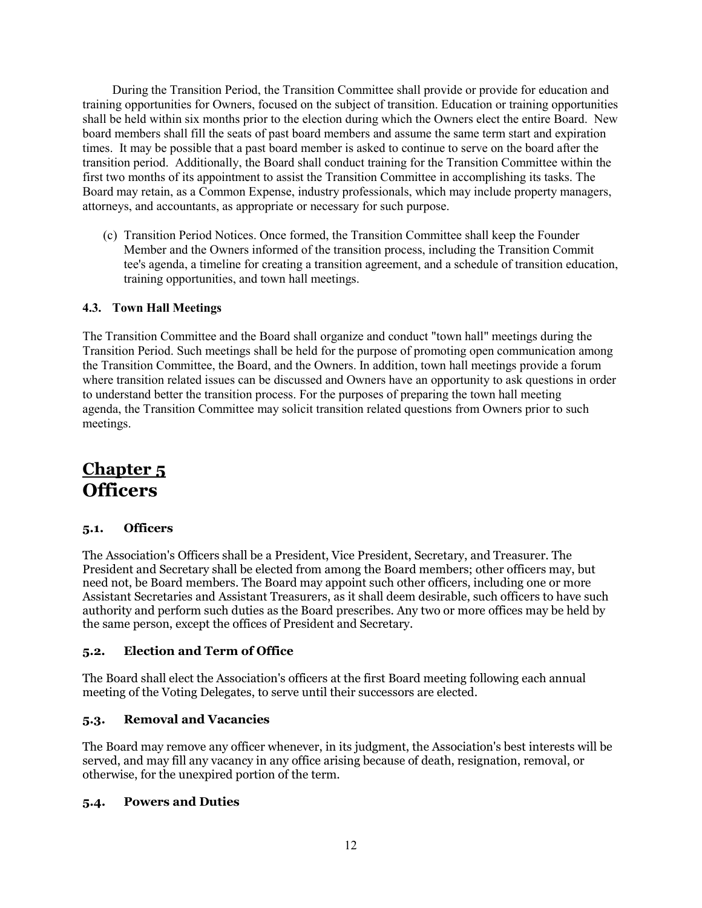During the Transition Period, the Transition Committee shall provide or provide for education and training opportunities for Owners, focused on the subject of transition. Education or training opportunities shall be held within six months prior to the election during which the Owners elect the entire Board. New board members shall fill the seats of past board members and assume the same term start and expiration times. It may be possible that a past board member is asked to continue to serve on the board after the transition period. Additionally, the Board shall conduct training for the Transition Committee within the first two months of its appointment to assist the Transition Committee in accomplishing its tasks. The Board may retain, as a Common Expense, industry professionals, which may include property managers, attorneys, and accountants, as appropriate or necessary for such purpose.

(c) Transition Period Notices. Once formed, the Transition Committee shall keep the Founder Member and the Owners informed of the transition process, including the Transition Committee's agenda, a timeline for creating a transition agreement, and a schedule of transition education, training opportunities, and town hall meetings.

#### 4.3. Town Hall Meetings

The Transition Committee and the Board shall organize and conduct "town hall" meetings during the Transition Period. Such meetings shall be held for the purpose of promoting open communication among the Transition Committee, the Board, and the Owners. In addition, town hall meetings provide a forum where transition related issues can be discussed and Owners have an opportunity to ask questions in order to understand better the transition process. For the purposes of preparing the town hall meeting agenda, the Transition Committee may solicit transition related questions from Owners prior to such meetings.

# Chapter 5
# Officers

### 5.1. Officers

The Association's Officers shall be a President, Vice President, Secretary, and Treasurer. The President and Secretary shall be elected from among the Board members; other officers may, but need not, be Board members. The Board may appoint such other officers, including one or more Assistant Secretaries and Assistant Treasurers, as it shall deem desirable, such officers to have such authority and perform such duties as the Board prescribes. Any two or more offices may be held by the same person, except the offices of President and Secretary.

### 5.2. Election and Term of Office

The Board shall elect the Association's officers at the first Board meeting following each annual meeting of the Voting Delegates, to serve until their successors are elected.

### 5.3. Removal and Vacancies

The Board may remove any officer whenever, in its judgment, the Association's best interests will be served, and may fill any vacancy in any office arising because of death, resignation, removal, or otherwise, for the unexpired portion of the term.

### 5.4. Powers and Duties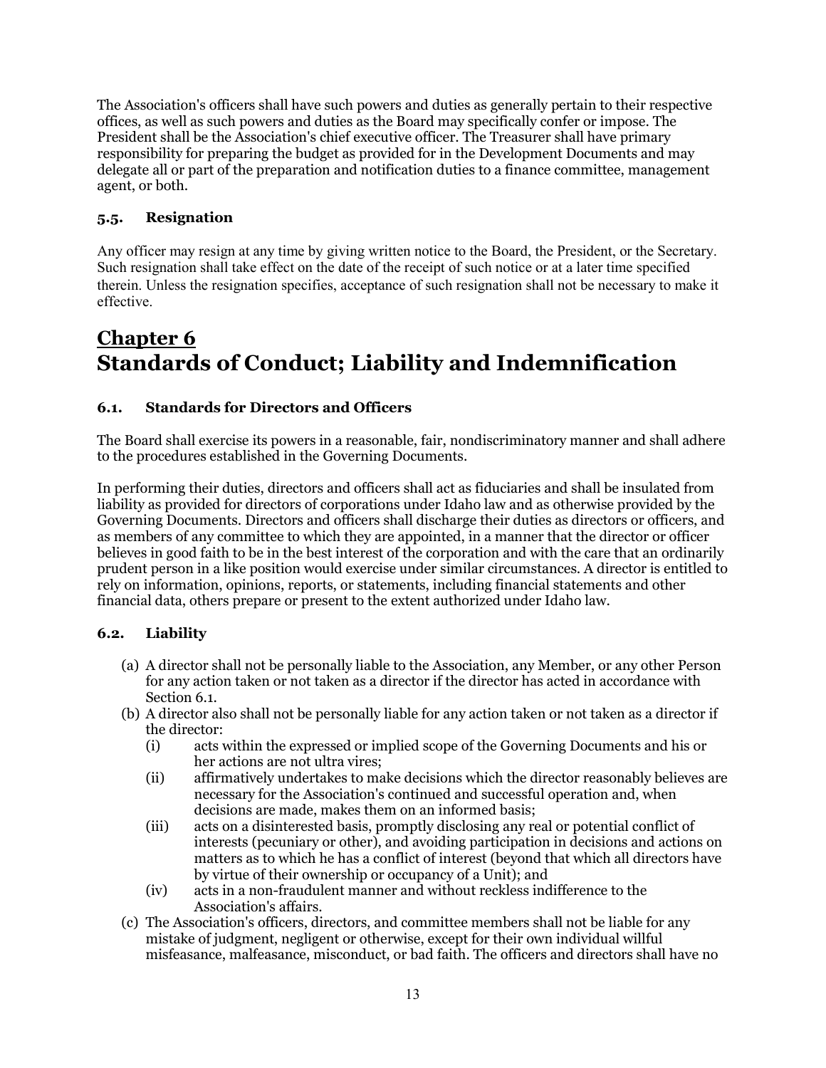The Association's officers shall have such powers and duties as generally pertain to their respective offices, as well as such powers and duties as the Board may specifically confer or impose. The President shall be the Association's chief executive officer. The Treasurer shall have primary responsibility for preparing the budget as provided for in the Development Documents and may delegate all or part of the preparation and notification duties to a finance committee, management agent, or both.

### 5.5. Resignation

Any officer may resign at any time by giving written notice to the Board, the President, or the Secretary. Such resignation shall take effect on the date of the receipt of such notice or at a later time specified therein. Unless the resignation specifies, acceptance of such resignation shall not be necessary to make it effective.

# Chapter 6
# Standards of Conduct; Liability and Indemnification

### 6.1. Standards for Directors and Officers

The Board shall exercise its powers in a reasonable, fair, nondiscriminatory manner and shall adhere to the procedures established in the Governing Documents.

In performing their duties, directors and officers shall act as fiduciaries and shall be insulated from liability as provided for directors of corporations under Idaho law and as otherwise provided by the Governing Documents. Directors and officers shall discharge their duties as directors or officers, and as members of any committee to which they are appointed, in a manner that the director or officer believes in good faith to be in the best interest of the corporation and with the care that an ordinarily prudent person in a like position would exercise under similar circumstances. A director is entitled to rely on information, opinions, reports, or statements, including financial statements and other financial data, others prepare or present to the extent authorized under Idaho law.

### 6.2. Liability

(a) A director shall not be personally liable to the Association, any Member, or any other Person for any action taken or not taken as a director if the director has acted in accordance with Section 6.1.

(b) A director also shall not be personally liable for any action taken or not taken as a director if the director:

   (i) acts within the expressed or implied scope of the Governing Documents and his or her actions are not ultra vires;

   (ii) affirmatively undertakes to make decisions which the director reasonably believes are necessary for the Association's continued and successful operation and, when decisions are made, makes them on an informed basis;

   (iii) acts on a disinterested basis, promptly disclosing any real or potential conflict of interests (pecuniary or other), and avoiding participation in decisions and actions on matters as to which he has a conflict of interest (beyond that which all directors have by virtue of their ownership or occupancy of a Unit); and

   (iv) acts in a non-fraudulent manner and without reckless indifference to the Association's affairs.

(c) The Association's officers, directors, and committee members shall not be liable for any mistake of judgment, negligent or otherwise, except for their own individual willful misfeasance, malfeasance, misconduct, or bad faith. The officers and directors shall have no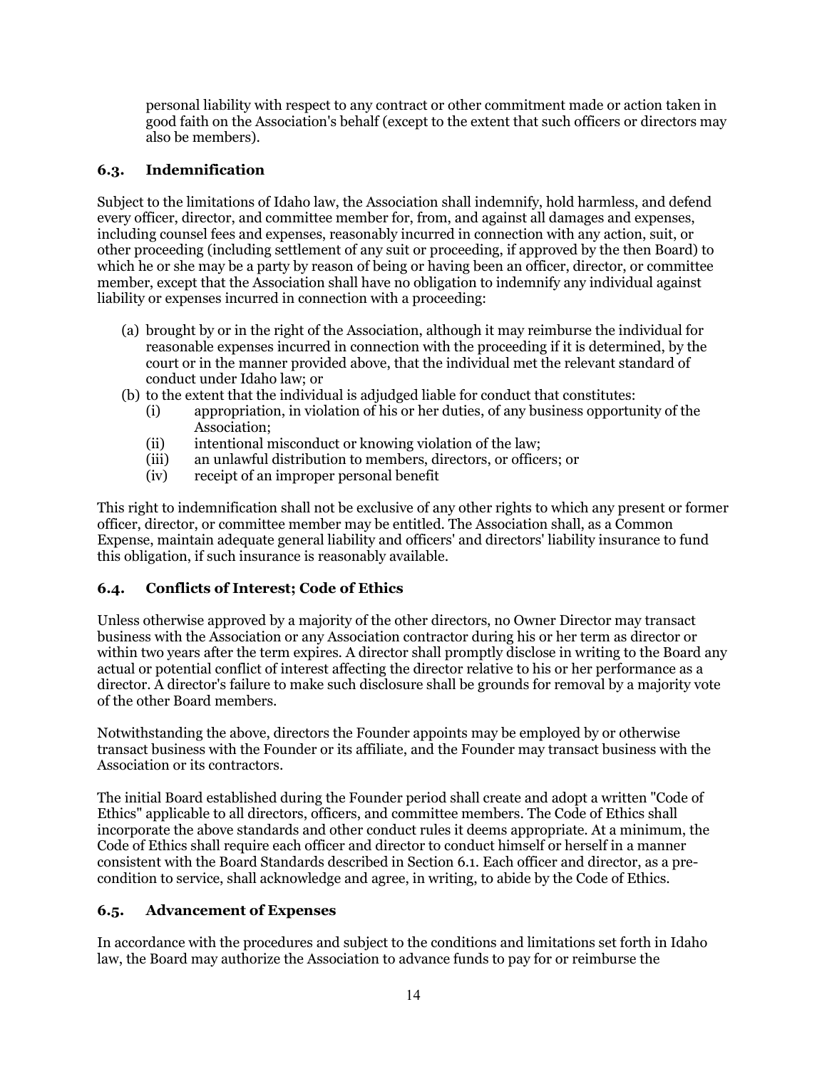personal liability with respect to any contract or other commitment made or action taken in good faith on the Association's behalf (except to the extent that such officers or directors may also be members).

### 6.3. Indemnification

Subject to the limitations of Idaho law, the Association shall indemnify, hold harmless, and defend every officer, director, and committee member for, from, and against all damages and expenses, including counsel fees and expenses, reasonably incurred in connection with any action, suit, or other proceeding (including settlement of any suit or proceeding, if approved by the then Board) to which he or she may be a party by reason of being or having been an officer, director, or committee member, except that the Association shall have no obligation to indemnify any individual against liability or expenses incurred in connection with a proceeding:

(a) brought by or in the right of the Association, although it may reimburse the individual for reasonable expenses incurred in connection with the proceeding if it is determined, by the court or in the manner provided above, that the individual met the relevant standard of conduct under Idaho law; or

(b) to the extent that the individual is adjudged liable for conduct that constitutes:
   (i) appropriation, in violation of his or her duties, of any business opportunity of the Association;
   (ii) intentional misconduct or knowing violation of the law;
   (iii) an unlawful distribution to members, directors, or officers; or
   (iv) receipt of an improper personal benefit

This right to indemnification shall not be exclusive of any other rights to which any present or former officer, director, or committee member may be entitled. The Association shall, as a Common Expense, maintain adequate general liability and officers' and directors' liability insurance to fund this obligation, if such insurance is reasonably available.

### 6.4. Conflicts of Interest; Code of Ethics

Unless otherwise approved by a majority of the other directors, no Owner Director may transact business with the Association or any Association contractor during his or her term as director or within two years after the term expires. A director shall promptly disclose in writing to the Board any actual or potential conflict of interest affecting the director relative to his or her performance as a director. A director's failure to make such disclosure shall be grounds for removal by a majority vote of the other Board members.

Notwithstanding the above, directors the Founder appoints may be employed by or otherwise transact business with the Founder or its affiliate, and the Founder may transact business with the Association or its contractors.

The initial Board established during the Founder period shall create and adopt a written "Code of Ethics" applicable to all directors, officers, and committee members. The Code of Ethics shall incorporate the above standards and other conduct rules it deems appropriate. At a minimum, the Code of Ethics shall require each officer and director to conduct himself or herself in a manner consistent with the Board Standards described in Section 6.1. Each officer and director, as a pre-condition to service, shall acknowledge and agree, in writing, to abide by the Code of Ethics.

### 6.5. Advancement of Expenses

In accordance with the procedures and subject to the conditions and limitations set forth in Idaho law, the Board may authorize the Association to advance funds to pay for or reimburse the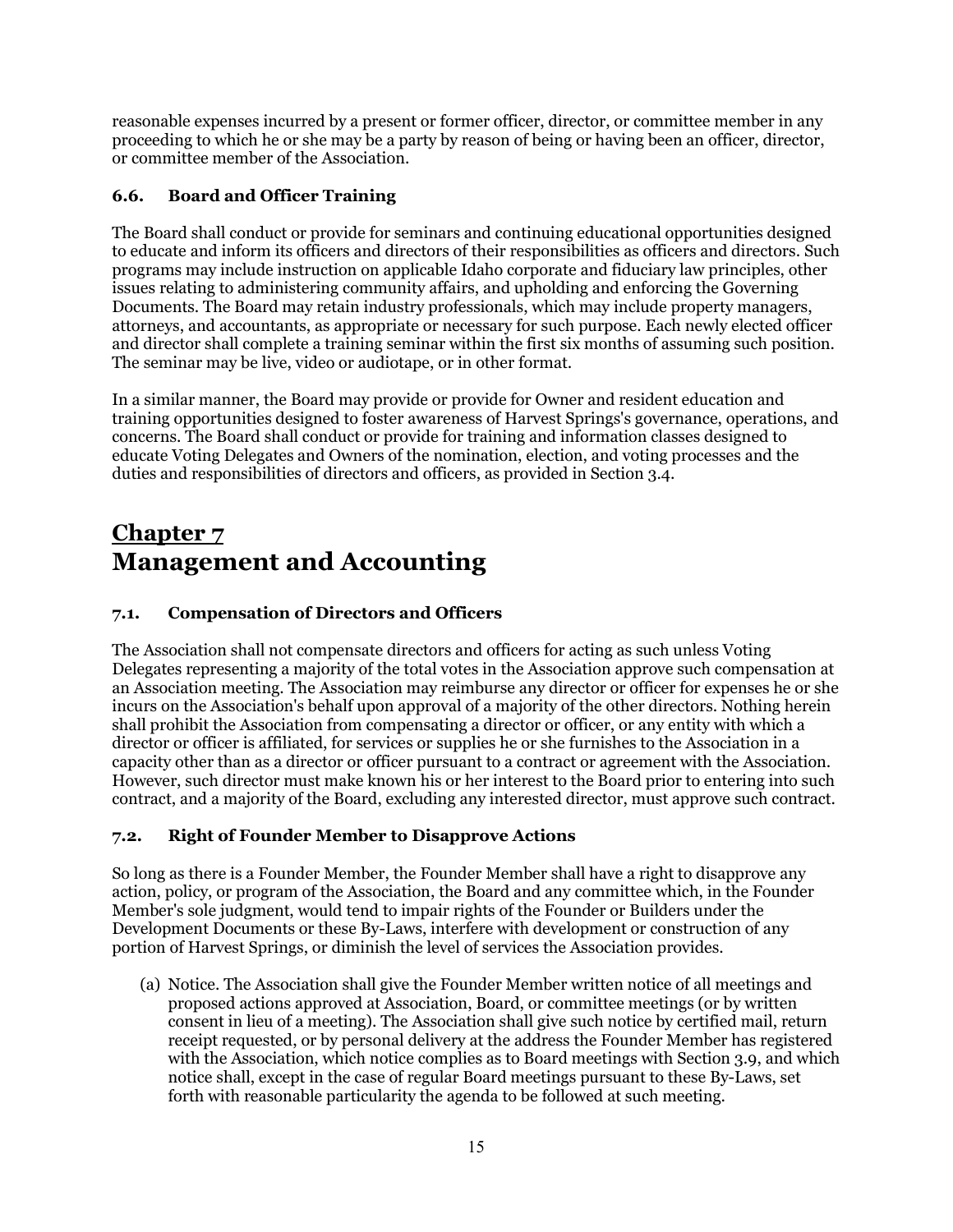reasonable expenses incurred by a present or former officer, director, or committee member in any proceeding to which he or she may be a party by reason of being or having been an officer, director, or committee member of the Association.

### 6.6. Board and Officer Training

The Board shall conduct or provide for seminars and continuing educational opportunities designed to educate and inform its officers and directors of their responsibilities as officers and directors. Such programs may include instruction on applicable Idaho corporate and fiduciary law principles, other issues relating to administering community affairs, and upholding and enforcing the Governing Documents. The Board may retain industry professionals, which may include property managers, attorneys, and accountants, as appropriate or necessary for such purpose. Each newly elected officer and director shall complete a training seminar within the first six months of assuming such position. The seminar may be live, video or audiotape, or in other format.

In a similar manner, the Board may provide or provide for Owner and resident education and training opportunities designed to foster awareness of Harvest Springs's governance, operations, and concerns. The Board shall conduct or provide for training and information classes designed to educate Voting Delegates and Owners of the nomination, election, and voting processes and the duties and responsibilities of directors and officers, as provided in Section 3.4.

# Chapter 7
# Management and Accounting

### 7.1. Compensation of Directors and Officers

The Association shall not compensate directors and officers for acting as such unless Voting Delegates representing a majority of the total votes in the Association approve such compensation at an Association meeting. The Association may reimburse any director or officer for expenses he or she incurs on the Association's behalf upon approval of a majority of the other directors. Nothing herein shall prohibit the Association from compensating a director or officer, or any entity with which a director or officer is affiliated, for services or supplies he or she furnishes to the Association in a capacity other than as a director or officer pursuant to a contract or agreement with the Association. However, such director must make known his or her interest to the Board prior to entering into such contract, and a majority of the Board, excluding any interested director, must approve such contract.

### 7.2. Right of Founder Member to Disapprove Actions

So long as there is a Founder Member, the Founder Member shall have a right to disapprove any action, policy, or program of the Association, the Board and any committee which, in the Founder Member's sole judgment, would tend to impair rights of the Founder or Builders under the Development Documents or these By-Laws, interfere with development or construction of any portion of Harvest Springs, or diminish the level of services the Association provides.

(a) Notice. The Association shall give the Founder Member written notice of all meetings and proposed actions approved at Association, Board, or committee meetings (or by written consent in lieu of a meeting). The Association shall give such notice by certified mail, return receipt requested, or by personal delivery at the address the Founder Member has registered with the Association, which notice complies as to Board meetings with Section 3.9, and which notice shall, except in the case of regular Board meetings pursuant to these By-Laws, set forth with reasonable particularity the agenda to be followed at such meeting.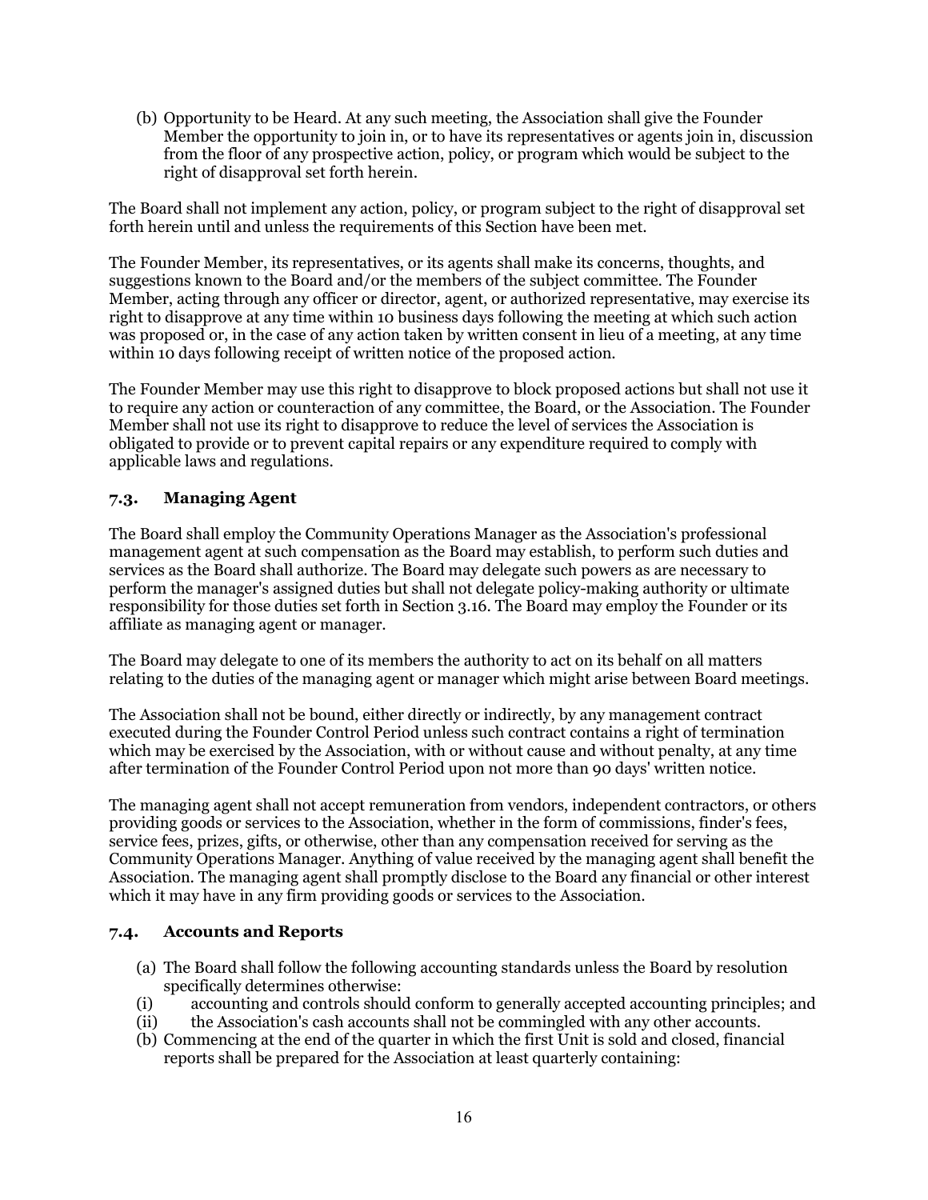(b) Opportunity to be Heard. At any such meeting, the Association shall give the Founder Member the opportunity to join in, or to have its representatives or agents join in, discussion from the floor of any prospective action, policy, or program which would be subject to the right of disapproval set forth herein.

The Board shall not implement any action, policy, or program subject to the right of disapproval set forth herein until and unless the requirements of this Section have been met.

The Founder Member, its representatives, or its agents shall make its concerns, thoughts, and suggestions known to the Board and/or the members of the subject committee. The Founder Member, acting through any officer or director, agent, or authorized representative, may exercise its right to disapprove at any time within 10 business days following the meeting at which such action was proposed or, in the case of any action taken by written consent in lieu of a meeting, at any time within 10 days following receipt of written notice of the proposed action.

The Founder Member may use this right to disapprove to block proposed actions but shall not use it to require any action or counteraction of any committee, the Board, or the Association. The Founder Member shall not use its right to disapprove to reduce the level of services the Association is obligated to provide or to prevent capital repairs or any expenditure required to comply with applicable laws and regulations.

### 7.3. Managing Agent

The Board shall employ the Community Operations Manager as the Association's professional management agent at such compensation as the Board may establish, to perform such duties and services as the Board shall authorize. The Board may delegate such powers as are necessary to perform the manager's assigned duties but shall not delegate policy-making authority or ultimate responsibility for those duties set forth in Section 3.16. The Board may employ the Founder or its affiliate as managing agent or manager.

The Board may delegate to one of its members the authority to act on its behalf on all matters relating to the duties of the managing agent or manager which might arise between Board meetings.

The Association shall not be bound, either directly or indirectly, by any management contract executed during the Founder Control Period unless such contract contains a right of termination which may be exercised by the Association, with or without cause and without penalty, at any time after termination of the Founder Control Period upon not more than 90 days' written notice.

The managing agent shall not accept remuneration from vendors, independent contractors, or others providing goods or services to the Association, whether in the form of commissions, finder's fees, service fees, prizes, gifts, or otherwise, other than any compensation received for serving as the Community Operations Manager. Anything of value received by the managing agent shall benefit the Association. The managing agent shall promptly disclose to the Board any financial or other interest which it may have in any firm providing goods or services to the Association.

### 7.4. Accounts and Reports

(a) The Board shall follow the following accounting standards unless the Board by resolution specifically determines otherwise:

(i) accounting and controls should conform to generally accepted accounting principles; and

(ii) the Association's cash accounts shall not be commingled with any other accounts.

(b) Commencing at the end of the quarter in which the first Unit is sold and closed, financial reports shall be prepared for the Association at least quarterly containing: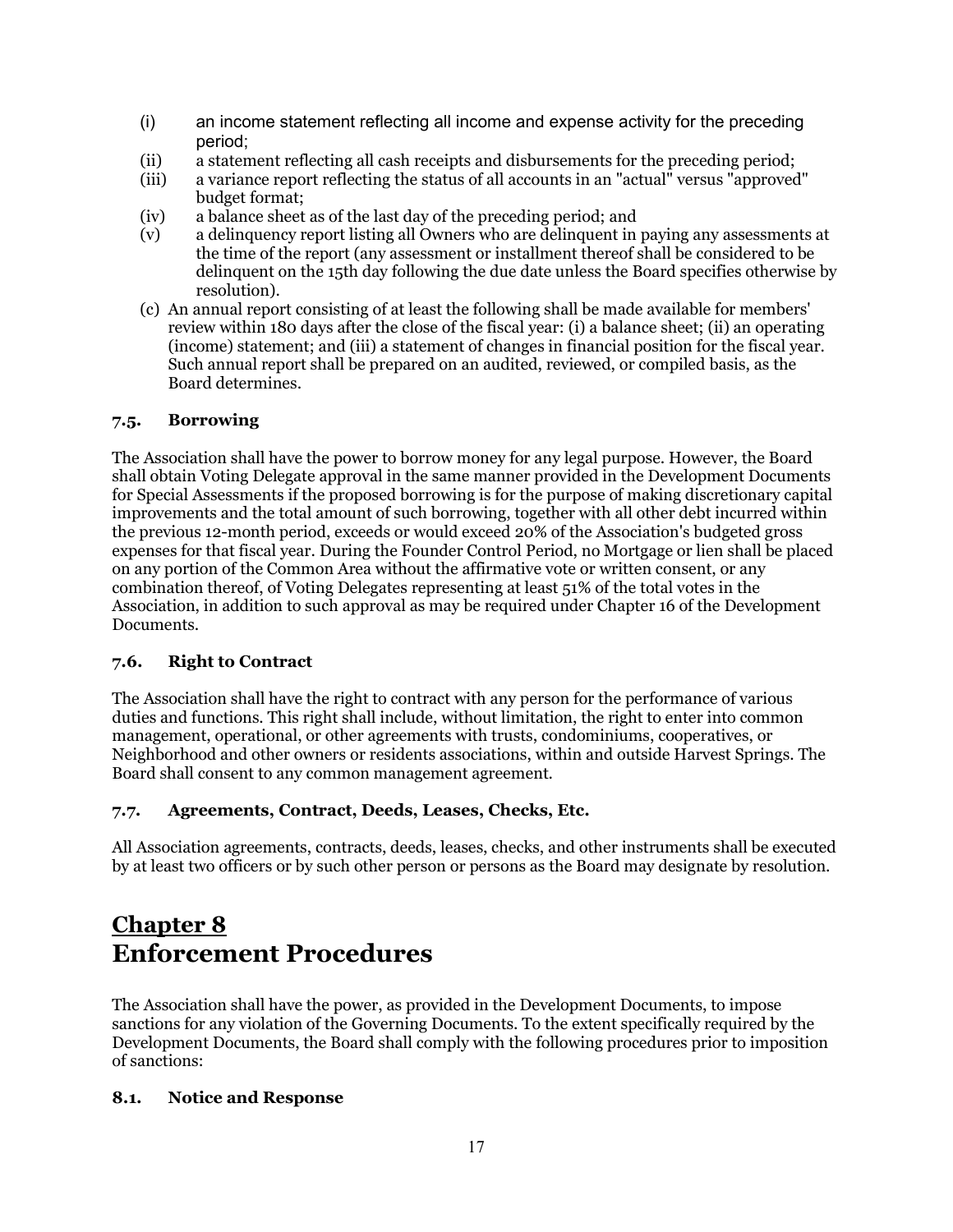(i) an income statement reflecting all income and expense activity for the preceding period;
(ii) a statement reflecting all cash receipts and disbursements for the preceding period;
(iii) a variance report reflecting the status of all accounts in an "actual" versus "approved" budget format;
(iv) a balance sheet as of the last day of the preceding period; and
(v) a delinquency report listing all Owners who are delinquent in paying any assessments at the time of the report (any assessment or installment thereof shall be considered to be delinquent on the 15th day following the due date unless the Board specifies otherwise by resolution).

(c) An annual report consisting of at least the following shall be made available for members' review within 180 days after the close of the fiscal year: (i) a balance sheet; (ii) an operating (income) statement; and (iii) a statement of changes in financial position for the fiscal year. Such annual report shall be prepared on an audited, reviewed, or compiled basis, as the Board determines.

### 7.5. Borrowing

The Association shall have the power to borrow money for any legal purpose. However, the Board shall obtain Voting Delegate approval in the same manner provided in the Development Documents for Special Assessments if the proposed borrowing is for the purpose of making discretionary capital improvements and the total amount of such borrowing, together with all other debt incurred within the previous 12-month period, exceeds or would exceed 20% of the Association's budgeted gross expenses for that fiscal year. During the Founder Control Period, no Mortgage or lien shall be placed on any portion of the Common Area without the affirmative vote or written consent, or any combination thereof, of Voting Delegates representing at least 51% of the total votes in the Association, in addition to such approval as may be required under Chapter 16 of the Development Documents.

### 7.6. Right to Contract

The Association shall have the right to contract with any person for the performance of various duties and functions. This right shall include, without limitation, the right to enter into common management, operational, or other agreements with trusts, condominiums, cooperatives, or Neighborhood and other owners or residents associations, within and outside Harvest Springs. The Board shall consent to any common management agreement.

### 7.7. Agreements, Contract, Deeds, Leases, Checks, Etc.

All Association agreements, contracts, deeds, leases, checks, and other instruments shall be executed by at least two officers or by such other person or persons as the Board may designate by resolution.

# Chapter 8
# Enforcement Procedures

The Association shall have the power, as provided in the Development Documents, to impose sanctions for any violation of the Governing Documents. To the extent specifically required by the Development Documents, the Board shall comply with the following procedures prior to imposition of sanctions:

### 8.1. Notice and Response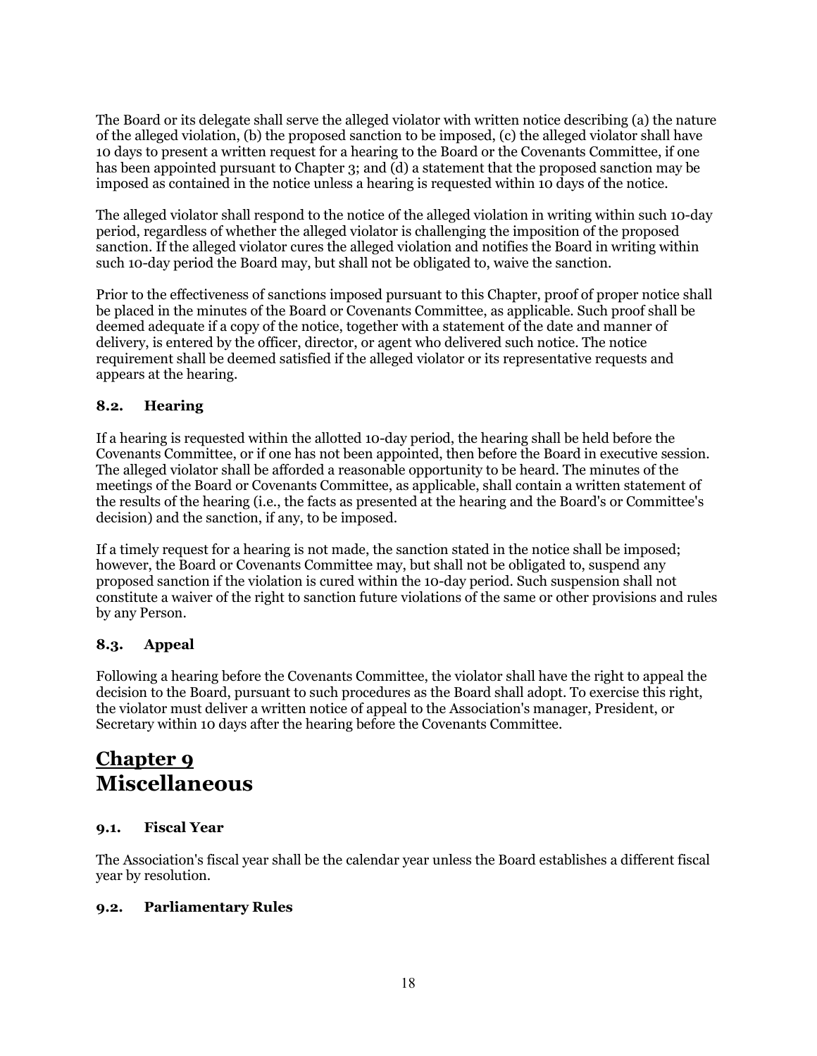The Board or its delegate shall serve the alleged violator with written notice describing (a) the nature of the alleged violation, (b) the proposed sanction to be imposed, (c) the alleged violator shall have 10 days to present a written request for a hearing to the Board or the Covenants Committee, if one has been appointed pursuant to Chapter 3; and (d) a statement that the proposed sanction may be imposed as contained in the notice unless a hearing is requested within 10 days of the notice.

The alleged violator shall respond to the notice of the alleged violation in writing within such 10-day period, regardless of whether the alleged violator is challenging the imposition of the proposed sanction. If the alleged violator cures the alleged violation and notifies the Board in writing within such 10-day period the Board may, but shall not be obligated to, waive the sanction.

Prior to the effectiveness of sanctions imposed pursuant to this Chapter, proof of proper notice shall be placed in the minutes of the Board or Covenants Committee, as applicable. Such proof shall be deemed adequate if a copy of the notice, together with a statement of the date and manner of delivery, is entered by the officer, director, or agent who delivered such notice. The notice requirement shall be deemed satisfied if the alleged violator or its representative requests and appears at the hearing.

### 8.2. Hearing

If a hearing is requested within the allotted 10-day period, the hearing shall be held before the Covenants Committee, or if one has not been appointed, then before the Board in executive session. The alleged violator shall be afforded a reasonable opportunity to be heard. The minutes of the meetings of the Board or Covenants Committee, as applicable, shall contain a written statement of the results of the hearing (i.e., the facts as presented at the hearing and the Board's or Committee's decision) and the sanction, if any, to be imposed.

If a timely request for a hearing is not made, the sanction stated in the notice shall be imposed; however, the Board or Covenants Committee may, but shall not be obligated to, suspend any proposed sanction if the violation is cured within the 10-day period. Such suspension shall not constitute a waiver of the right to sanction future violations of the same or other provisions and rules by any Person.

### 8.3. Appeal

Following a hearing before the Covenants Committee, the violator shall have the right to appeal the decision to the Board, pursuant to such procedures as the Board shall adopt. To exercise this right, the violator must deliver a written notice of appeal to the Association's manager, President, or Secretary within 10 days after the hearing before the Covenants Committee.

## Chapter 9
## Miscellaneous

### 9.1. Fiscal Year

The Association's fiscal year shall be the calendar year unless the Board establishes a different fiscal year by resolution.

### 9.2. Parliamentary Rules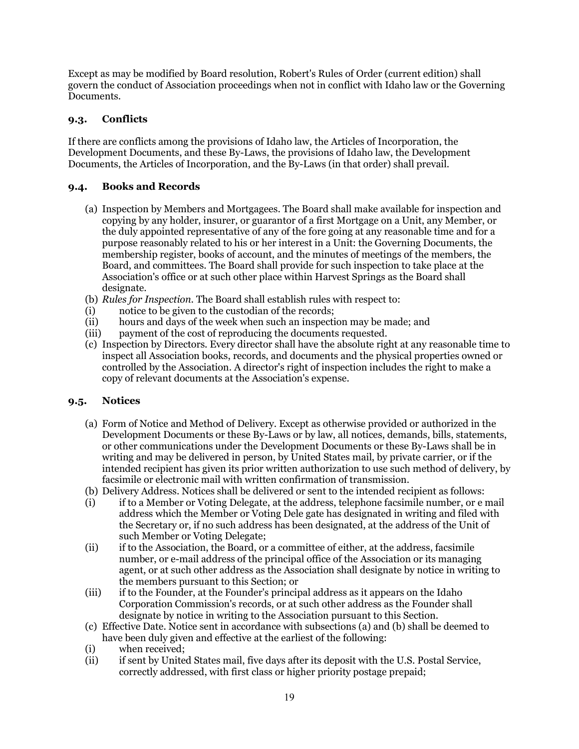Except as may be modified by Board resolution, Robert's Rules of Order (current edition) shall govern the conduct of Association proceedings when not in conflict with Idaho law or the Governing Documents.

### 9.3. Conflicts

If there are conflicts among the provisions of Idaho law, the Articles of Incorporation, the Development Documents, and these By-Laws, the provisions of Idaho law, the Development Documents, the Articles of Incorporation, and the By-Laws (in that order) shall prevail.

### 9.4. Books and Records

(a) Inspection by Members and Mortgagees. The Board shall make available for inspection and copying by any holder, insurer, or guarantor of a first Mortgage on a Unit, any Member, or the duly appointed representative of any of the fore going at any reasonable time and for a purpose reasonably related to his or her interest in a Unit: the Governing Documents, the membership register, books of account, and the minutes of meetings of the members, the Board, and committees. The Board shall provide for such inspection to take place at the Association's office or at such other place within Harvest Springs as the Board shall designate.

(b) *Rules for Inspection*. The Board shall establish rules with respect to:

(i) notice to be given to the custodian of the records;

(ii) hours and days of the week when such an inspection may be made; and

(iii) payment of the cost of reproducing the documents requested.

(c) Inspection by Directors. Every director shall have the absolute right at any reasonable time to inspect all Association books, records, and documents and the physical properties owned or controlled by the Association. A director's right of inspection includes the right to make a copy of relevant documents at the Association's expense.

### 9.5. Notices

(a) Form of Notice and Method of Delivery. Except as otherwise provided or authorized in the Development Documents or these By-Laws or by law, all notices, demands, bills, statements, or other communications under the Development Documents or these By-Laws shall be in writing and may be delivered in person, by United States mail, by private carrier, or if the intended recipient has given its prior written authorization to use such method of delivery, by facsimile or electronic mail with written confirmation of transmission.

(b) Delivery Address. Notices shall be delivered or sent to the intended recipient as follows:

(i) if to a Member or Voting Delegate, at the address, telephone facsimile number, or e mail address which the Member or Voting Dele gate has designated in writing and filed with the Secretary or, if no such address has been designated, at the address of the Unit of such Member or Voting Delegate;

(ii) if to the Association, the Board, or a committee of either, at the address, facsimile number, or e-mail address of the principal office of the Association or its managing agent, or at such other address as the Association shall designate by notice in writing to the members pursuant to this Section; or

(iii) if to the Founder, at the Founder's principal address as it appears on the Idaho Corporation Commission's records, or at such other address as the Founder shall designate by notice in writing to the Association pursuant to this Section.

(c) Effective Date. Notice sent in accordance with subsections (a) and (b) shall be deemed to have been duly given and effective at the earliest of the following:

(i) when received;

(ii) if sent by United States mail, five days after its deposit with the U.S. Postal Service, correctly addressed, with first class or higher priority postage prepaid;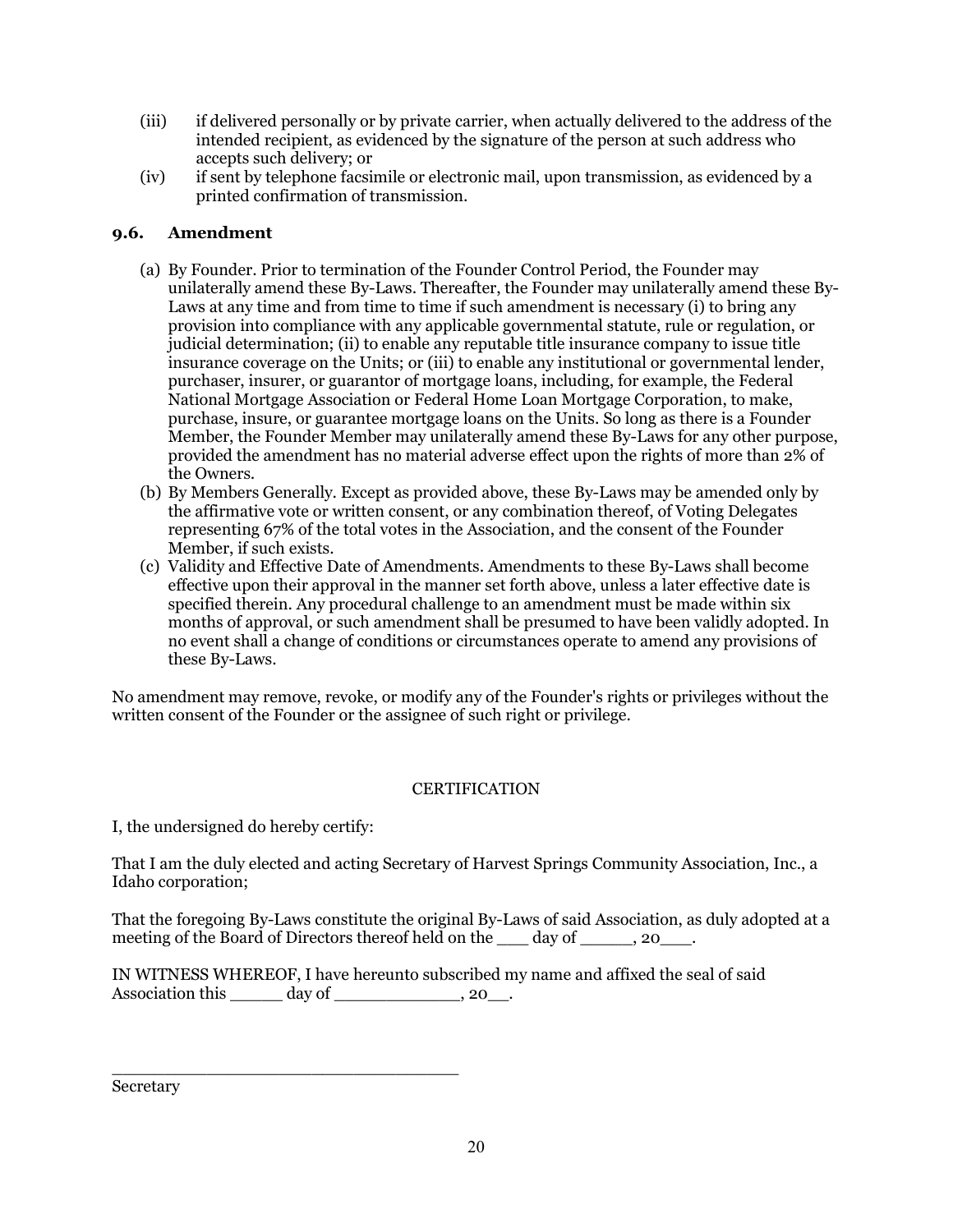(iii) if delivered personally or by private carrier, when actually delivered to the address of the intended recipient, as evidenced by the signature of the person at such address who accepts such delivery; or

(iv) if sent by telephone facsimile or electronic mail, upon transmission, as evidenced by a printed confirmation of transmission.

### 9.6. Amendment

(a) By Founder. Prior to termination of the Founder Control Period, the Founder may unilaterally amend these By-Laws. Thereafter, the Founder may unilaterally amend these By-Laws at any time and from time to time if such amendment is necessary (i) to bring any provision into compliance with any applicable governmental statute, rule or regulation, or judicial determination; (ii) to enable any reputable title insurance company to issue title insurance coverage on the Units; or (iii) to enable any institutional or governmental lender, purchaser, insurer, or guarantor of mortgage loans, including, for example, the Federal National Mortgage Association or Federal Home Loan Mortgage Corporation, to make, purchase, insure, or guarantee mortgage loans on the Units. So long as there is a Founder Member, the Founder Member may unilaterally amend these By-Laws for any other purpose, provided the amendment has no material adverse effect upon the rights of more than 2% of the Owners.

(b) By Members Generally. Except as provided above, these By-Laws may be amended only by the affirmative vote or written consent, or any combination thereof, of Voting Delegates representing 67% of the total votes in the Association, and the consent of the Founder Member, if such exists.

(c) Validity and Effective Date of Amendments. Amendments to these By-Laws shall become effective upon their approval in the manner set forth above, unless a later effective date is specified therein. Any procedural challenge to an amendment must be made within six months of approval, or such amendment shall be presumed to have been validly adopted. In no event shall a change of conditions or circumstances operate to amend any provisions of these By-Laws.

No amendment may remove, revoke, or modify any of the Founder's rights or privileges without the written consent of the Founder or the assignee of such right or privilege.

CERTIFICATION

I, the undersigned do hereby certify:

That I am the duly elected and acting Secretary of Harvest Springs Community Association, Inc., a Idaho corporation;

That the foregoing By-Laws constitute the original By-Laws of said Association, as duly adopted at a meeting of the Board of Directors thereof held on the ___ day of _____, 20___.

IN WITNESS WHEREOF, I have hereunto subscribed my name and affixed the seal of said Association this _____ day of ____________, 20__.

_________________________________

Secretary